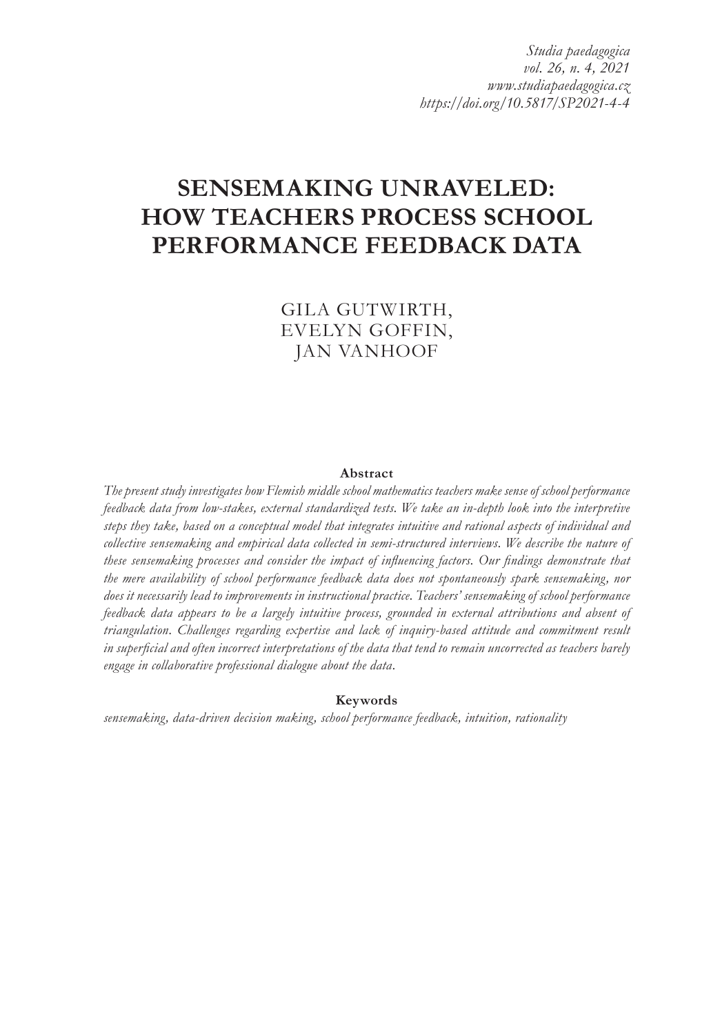*Studia paedagogica*
*vol. 26, n. 4, 2021*
*www.studiapaedagogica.cz*
*https://doi.org/10.5817/SP2021-4-4*

# SENSEMAKING UNRAVELED: HOW TEACHERS PROCESS SCHOOL PERFORMANCE FEEDBACK DATA

GILA GUTWIRTH,
EVELYN GOFFIN,
JAN VANHOOF

**Abstract**

*The present study investigates how Flemish middle school mathematics teachers make sense of school performance feedback data from low-stakes, external standardized tests. We take an in-depth look into the interpretive steps they take, based on a conceptual model that integrates intuitive and rational aspects of individual and collective sensemaking and empirical data collected in semi-structured interviews. We describe the nature of these sensemaking processes and consider the impact of influencing factors. Our findings demonstrate that the mere availability of school performance feedback data does not spontaneously spark sensemaking, nor does it necessarily lead to improvements in instructional practice. Teachers' sensemaking of school performance feedback data appears to be a largely intuitive process, grounded in external attributions and absent of triangulation. Challenges regarding expertise and lack of inquiry-based attitude and commitment result in superficial and often incorrect interpretations of the data that tend to remain uncorrected as teachers barely engage in collaborative professional dialogue about the data.*

**Keywords**

*sensemaking, data-driven decision making, school performance feedback, intuition, rationality*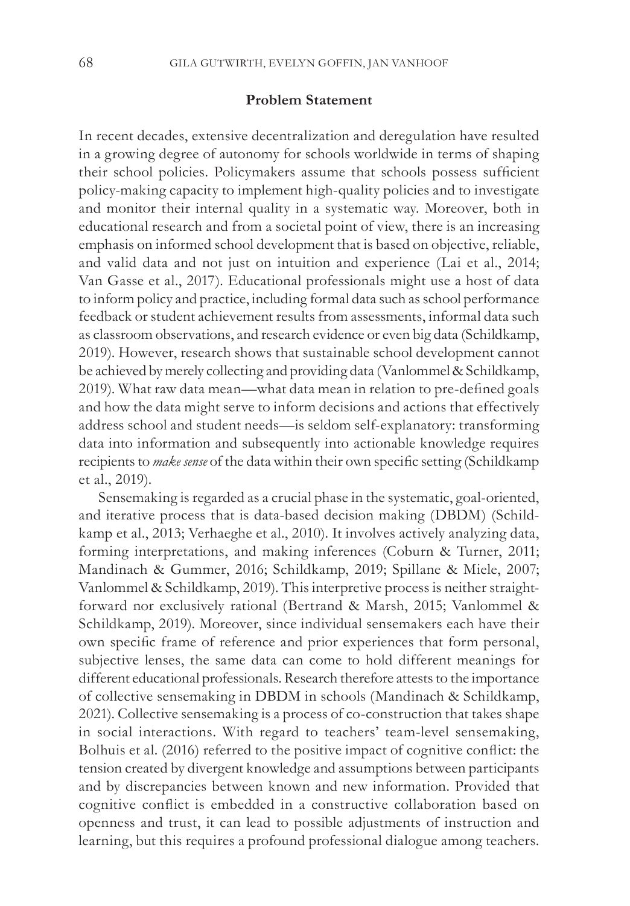## Problem Statement

In recent decades, extensive decentralization and deregulation have resulted in a growing degree of autonomy for schools worldwide in terms of shaping their school policies. Policymakers assume that schools possess sufficient policy-making capacity to implement high-quality policies and to investigate and monitor their internal quality in a systematic way. Moreover, both in educational research and from a societal point of view, there is an increasing emphasis on informed school development that is based on objective, reliable, and valid data and not just on intuition and experience (Lai et al., 2014; Van Gasse et al., 2017). Educational professionals might use a host of data to inform policy and practice, including formal data such as school performance feedback or student achievement results from assessments, informal data such as classroom observations, and research evidence or even big data (Schildkamp, 2019). However, research shows that sustainable school development cannot be achieved by merely collecting and providing data (Vanlommel & Schildkamp, 2019). What raw data mean—what data mean in relation to pre-defined goals and how the data might serve to inform decisions and actions that effectively address school and student needs—is seldom self-explanatory: transforming data into information and subsequently into actionable knowledge requires recipients to *make sense* of the data within their own specific setting (Schildkamp et al., 2019).

Sensemaking is regarded as a crucial phase in the systematic, goal-oriented, and iterative process that is data-based decision making (DBDM) (Schildkamp et al., 2013; Verhaeghe et al., 2010). It involves actively analyzing data, forming interpretations, and making inferences (Coburn & Turner, 2011; Mandinach & Gummer, 2016; Schildkamp, 2019; Spillane & Miele, 2007; Vanlommel & Schildkamp, 2019). This interpretive process is neither straightforward nor exclusively rational (Bertrand & Marsh, 2015; Vanlommel & Schildkamp, 2019). Moreover, since individual sensemakers each have their own specific frame of reference and prior experiences that form personal, subjective lenses, the same data can come to hold different meanings for different educational professionals. Research therefore attests to the importance of collective sensemaking in DBDM in schools (Mandinach & Schildkamp, 2021). Collective sensemaking is a process of co-construction that takes shape in social interactions. With regard to teachers' team-level sensemaking, Bolhuis et al. (2016) referred to the positive impact of cognitive conflict: the tension created by divergent knowledge and assumptions between participants and by discrepancies between known and new information. Provided that cognitive conflict is embedded in a constructive collaboration based on openness and trust, it can lead to possible adjustments of instruction and learning, but this requires a profound professional dialogue among teachers.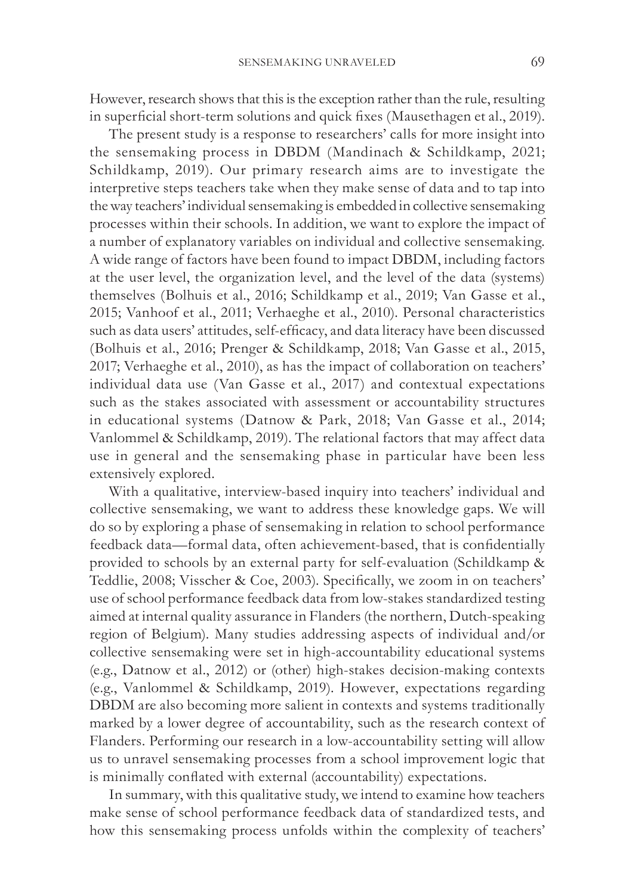However, research shows that this is the exception rather than the rule, resulting in superficial short-term solutions and quick fixes (Mausethagen et al., 2019).

The present study is a response to researchers' calls for more insight into the sensemaking process in DBDM (Mandinach & Schildkamp, 2021; Schildkamp, 2019). Our primary research aims are to investigate the interpretive steps teachers take when they make sense of data and to tap into the way teachers' individual sensemaking is embedded in collective sensemaking processes within their schools. In addition, we want to explore the impact of a number of explanatory variables on individual and collective sensemaking. A wide range of factors have been found to impact DBDM, including factors at the user level, the organization level, and the level of the data (systems) themselves (Bolhuis et al., 2016; Schildkamp et al., 2019; Van Gasse et al., 2015; Vanhoof et al., 2011; Verhaeghe et al., 2010). Personal characteristics such as data users' attitudes, self-efficacy, and data literacy have been discussed (Bolhuis et al., 2016; Prenger & Schildkamp, 2018; Van Gasse et al., 2015, 2017; Verhaeghe et al., 2010), as has the impact of collaboration on teachers' individual data use (Van Gasse et al., 2017) and contextual expectations such as the stakes associated with assessment or accountability structures in educational systems (Datnow & Park, 2018; Van Gasse et al., 2014; Vanlommel & Schildkamp, 2019). The relational factors that may affect data use in general and the sensemaking phase in particular have been less extensively explored.

With a qualitative, interview-based inquiry into teachers' individual and collective sensemaking, we want to address these knowledge gaps. We will do so by exploring a phase of sensemaking in relation to school performance feedback data—formal data, often achievement-based, that is confidentially provided to schools by an external party for self-evaluation (Schildkamp & Teddlie, 2008; Visscher & Coe, 2003). Specifically, we zoom in on teachers' use of school performance feedback data from low-stakes standardized testing aimed at internal quality assurance in Flanders (the northern, Dutch-speaking region of Belgium). Many studies addressing aspects of individual and/or collective sensemaking were set in high-accountability educational systems (e.g., Datnow et al., 2012) or (other) high-stakes decision-making contexts (e.g., Vanlommel & Schildkamp, 2019). However, expectations regarding DBDM are also becoming more salient in contexts and systems traditionally marked by a lower degree of accountability, such as the research context of Flanders. Performing our research in a low-accountability setting will allow us to unravel sensemaking processes from a school improvement logic that is minimally conflated with external (accountability) expectations.

In summary, with this qualitative study, we intend to examine how teachers make sense of school performance feedback data of standardized tests, and how this sensemaking process unfolds within the complexity of teachers'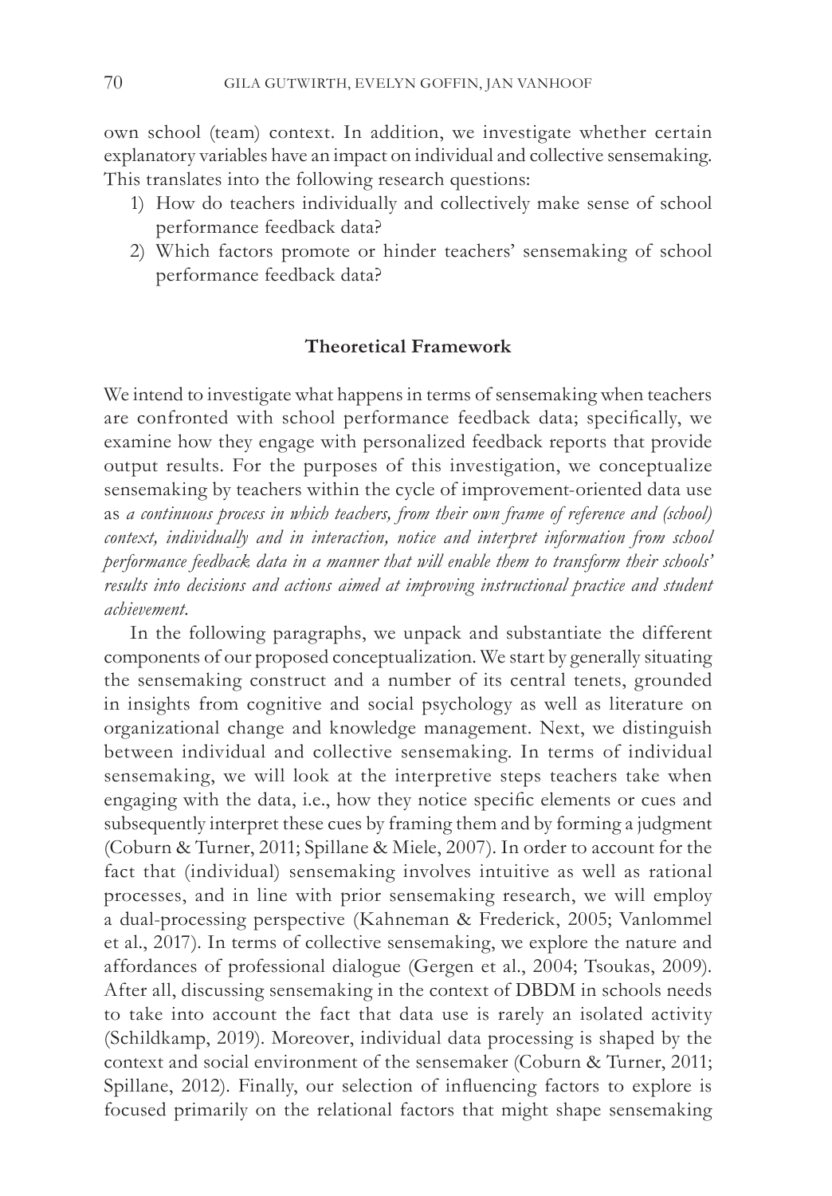own school (team) context. In addition, we investigate whether certain explanatory variables have an impact on individual and collective sensemaking. This translates into the following research questions:

1) How do teachers individually and collectively make sense of school performance feedback data?
2) Which factors promote or hinder teachers' sensemaking of school performance feedback data?

## Theoretical Framework

We intend to investigate what happens in terms of sensemaking when teachers are confronted with school performance feedback data; specifically, we examine how they engage with personalized feedback reports that provide output results. For the purposes of this investigation, we conceptualize sensemaking by teachers within the cycle of improvement-oriented data use as *a continuous process in which teachers, from their own frame of reference and (school) context, individually and in interaction, notice and interpret information from school performance feedback data in a manner that will enable them to transform their schools' results into decisions and actions aimed at improving instructional practice and student achievement*.

In the following paragraphs, we unpack and substantiate the different components of our proposed conceptualization. We start by generally situating the sensemaking construct and a number of its central tenets, grounded in insights from cognitive and social psychology as well as literature on organizational change and knowledge management. Next, we distinguish between individual and collective sensemaking. In terms of individual sensemaking, we will look at the interpretive steps teachers take when engaging with the data, i.e., how they notice specific elements or cues and subsequently interpret these cues by framing them and by forming a judgment (Coburn & Turner, 2011; Spillane & Miele, 2007). In order to account for the fact that (individual) sensemaking involves intuitive as well as rational processes, and in line with prior sensemaking research, we will employ a dual-processing perspective (Kahneman & Frederick, 2005; Vanlommel et al., 2017). In terms of collective sensemaking, we explore the nature and affordances of professional dialogue (Gergen et al., 2004; Tsoukas, 2009). After all, discussing sensemaking in the context of DBDM in schools needs to take into account the fact that data use is rarely an isolated activity (Schildkamp, 2019). Moreover, individual data processing is shaped by the context and social environment of the sensemaker (Coburn & Turner, 2011; Spillane, 2012). Finally, our selection of influencing factors to explore is focused primarily on the relational factors that might shape sensemaking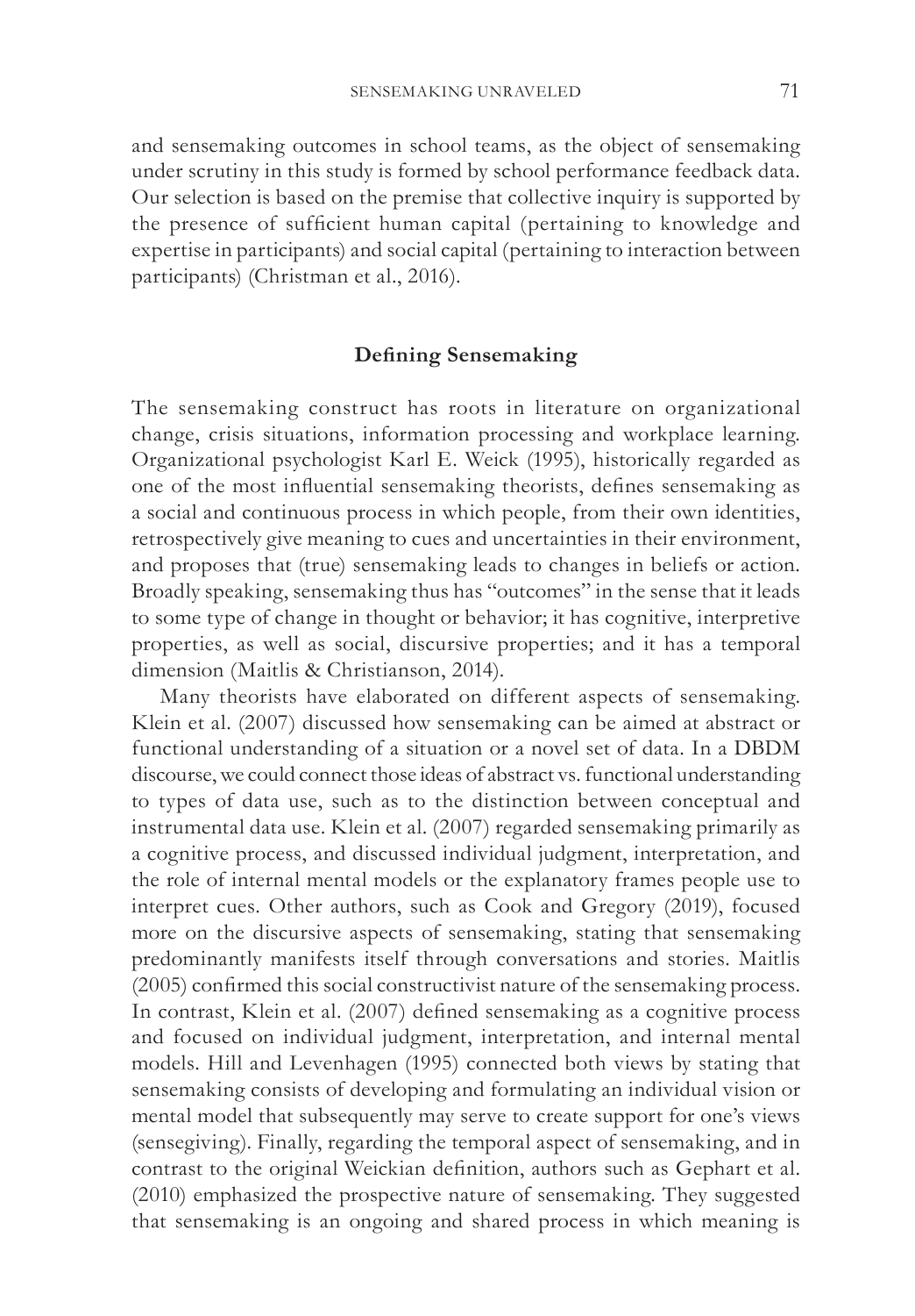and sensemaking outcomes in school teams, as the object of sensemaking under scrutiny in this study is formed by school performance feedback data. Our selection is based on the premise that collective inquiry is supported by the presence of sufficient human capital (pertaining to knowledge and expertise in participants) and social capital (pertaining to interaction between participants) (Christman et al., 2016).

## Defining Sensemaking

The sensemaking construct has roots in literature on organizational change, crisis situations, information processing and workplace learning. Organizational psychologist Karl E. Weick (1995), historically regarded as one of the most influential sensemaking theorists, defines sensemaking as a social and continuous process in which people, from their own identities, retrospectively give meaning to cues and uncertainties in their environment, and proposes that (true) sensemaking leads to changes in beliefs or action. Broadly speaking, sensemaking thus has "outcomes" in the sense that it leads to some type of change in thought or behavior; it has cognitive, interpretive properties, as well as social, discursive properties; and it has a temporal dimension (Maitlis & Christianson, 2014).

Many theorists have elaborated on different aspects of sensemaking. Klein et al. (2007) discussed how sensemaking can be aimed at abstract or functional understanding of a situation or a novel set of data. In a DBDM discourse, we could connect those ideas of abstract vs. functional understanding to types of data use, such as to the distinction between conceptual and instrumental data use. Klein et al. (2007) regarded sensemaking primarily as a cognitive process, and discussed individual judgment, interpretation, and the role of internal mental models or the explanatory frames people use to interpret cues. Other authors, such as Cook and Gregory (2019), focused more on the discursive aspects of sensemaking, stating that sensemaking predominantly manifests itself through conversations and stories. Maitlis (2005) confirmed this social constructivist nature of the sensemaking process. In contrast, Klein et al. (2007) defined sensemaking as a cognitive process and focused on individual judgment, interpretation, and internal mental models. Hill and Levenhagen (1995) connected both views by stating that sensemaking consists of developing and formulating an individual vision or mental model that subsequently may serve to create support for one's views (sensegiving). Finally, regarding the temporal aspect of sensemaking, and in contrast to the original Weickian definition, authors such as Gephart et al. (2010) emphasized the prospective nature of sensemaking. They suggested that sensemaking is an ongoing and shared process in which meaning is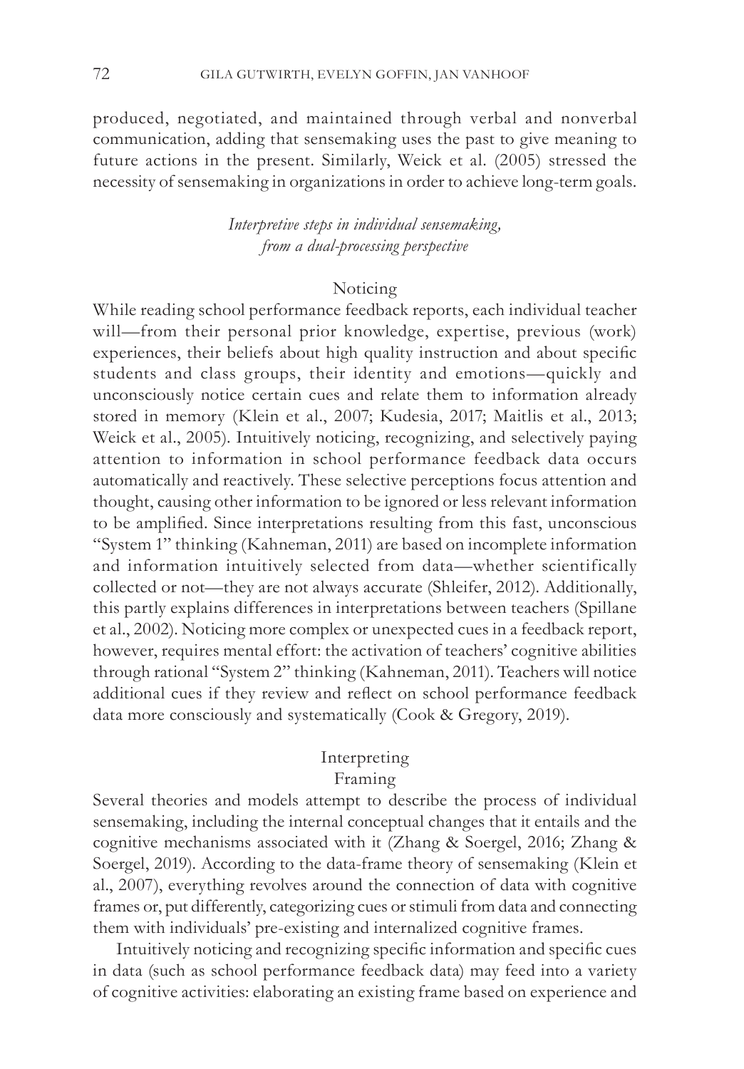produced, negotiated, and maintained through verbal and nonverbal communication, adding that sensemaking uses the past to give meaning to future actions in the present. Similarly, Weick et al. (2005) stressed the necessity of sensemaking in organizations in order to achieve long-term goals.

### *Interpretive steps in individual sensemaking, from a dual-processing perspective*

#### Noticing

While reading school performance feedback reports, each individual teacher will—from their personal prior knowledge, expertise, previous (work) experiences, their beliefs about high quality instruction and about specific students and class groups, their identity and emotions—quickly and unconsciously notice certain cues and relate them to information already stored in memory (Klein et al., 2007; Kudesia, 2017; Maitlis et al., 2013; Weick et al., 2005). Intuitively noticing, recognizing, and selectively paying attention to information in school performance feedback data occurs automatically and reactively. These selective perceptions focus attention and thought, causing other information to be ignored or less relevant information to be amplified. Since interpretations resulting from this fast, unconscious "System 1" thinking (Kahneman, 2011) are based on incomplete information and information intuitively selected from data—whether scientifically collected or not—they are not always accurate (Shleifer, 2012). Additionally, this partly explains differences in interpretations between teachers (Spillane et al., 2002). Noticing more complex or unexpected cues in a feedback report, however, requires mental effort: the activation of teachers' cognitive abilities through rational "System 2" thinking (Kahneman, 2011). Teachers will notice additional cues if they review and reflect on school performance feedback data more consciously and systematically (Cook & Gregory, 2019).

#### Interpreting

##### Framing

Several theories and models attempt to describe the process of individual sensemaking, including the internal conceptual changes that it entails and the cognitive mechanisms associated with it (Zhang & Soergel, 2016; Zhang & Soergel, 2019). According to the data-frame theory of sensemaking (Klein et al., 2007), everything revolves around the connection of data with cognitive frames or, put differently, categorizing cues or stimuli from data and connecting them with individuals' pre-existing and internalized cognitive frames.

Intuitively noticing and recognizing specific information and specific cues in data (such as school performance feedback data) may feed into a variety of cognitive activities: elaborating an existing frame based on experience and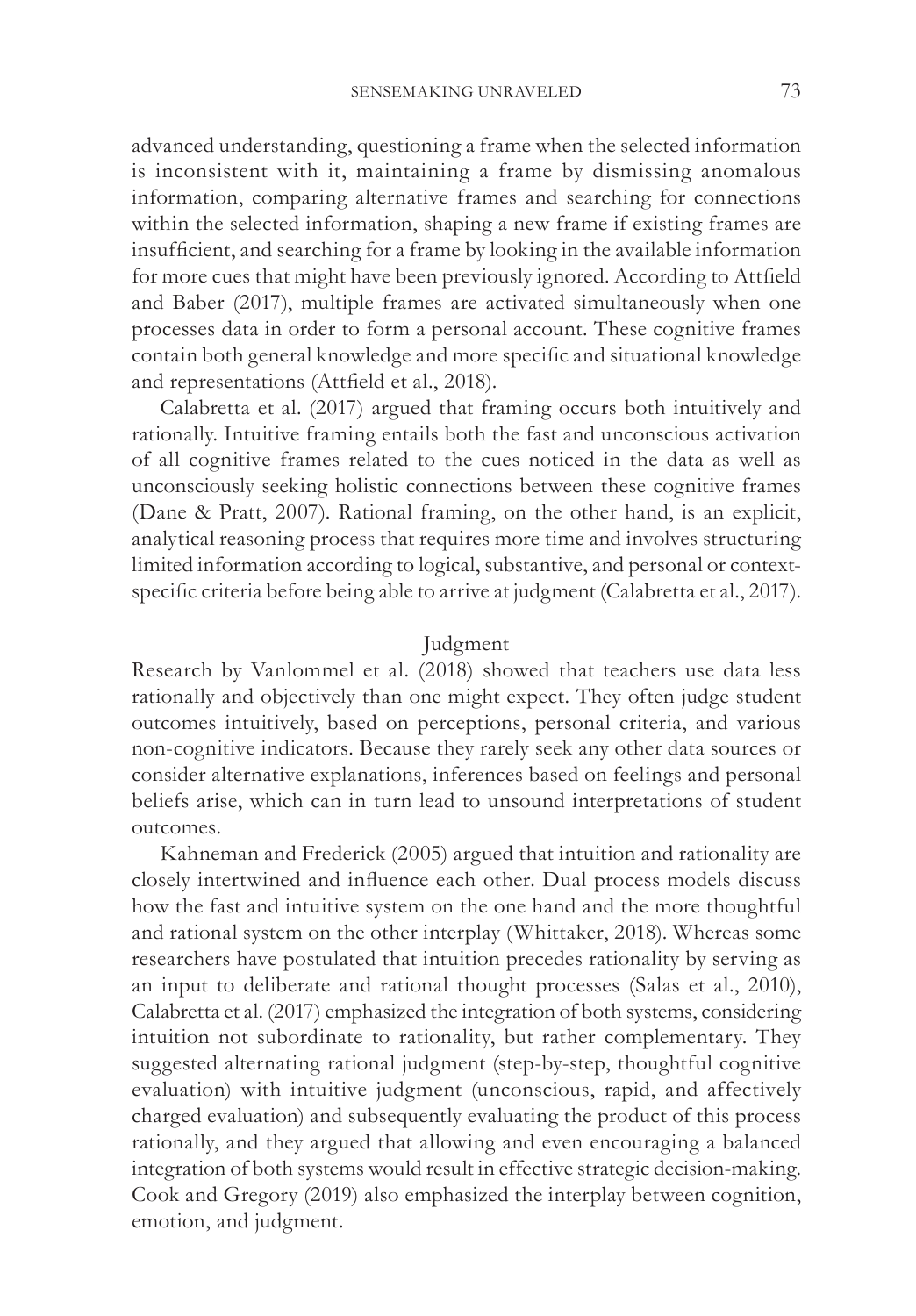advanced understanding, questioning a frame when the selected information is inconsistent with it, maintaining a frame by dismissing anomalous information, comparing alternative frames and searching for connections within the selected information, shaping a new frame if existing frames are insufficient, and searching for a frame by looking in the available information for more cues that might have been previously ignored. According to Attfield and Baber (2017), multiple frames are activated simultaneously when one processes data in order to form a personal account. These cognitive frames contain both general knowledge and more specific and situational knowledge and representations (Attfield et al., 2018).

Calabretta et al. (2017) argued that framing occurs both intuitively and rationally. Intuitive framing entails both the fast and unconscious activation of all cognitive frames related to the cues noticed in the data as well as unconsciously seeking holistic connections between these cognitive frames (Dane & Pratt, 2007). Rational framing, on the other hand, is an explicit, analytical reasoning process that requires more time and involves structuring limited information according to logical, substantive, and personal or context-specific criteria before being able to arrive at judgment (Calabretta et al., 2017).

### Judgment

Research by Vanlommel et al. (2018) showed that teachers use data less rationally and objectively than one might expect. They often judge student outcomes intuitively, based on perceptions, personal criteria, and various non-cognitive indicators. Because they rarely seek any other data sources or consider alternative explanations, inferences based on feelings and personal beliefs arise, which can in turn lead to unsound interpretations of student outcomes.

Kahneman and Frederick (2005) argued that intuition and rationality are closely intertwined and influence each other. Dual process models discuss how the fast and intuitive system on the one hand and the more thoughtful and rational system on the other interplay (Whittaker, 2018). Whereas some researchers have postulated that intuition precedes rationality by serving as an input to deliberate and rational thought processes (Salas et al., 2010), Calabretta et al. (2017) emphasized the integration of both systems, considering intuition not subordinate to rationality, but rather complementary. They suggested alternating rational judgment (step-by-step, thoughtful cognitive evaluation) with intuitive judgment (unconscious, rapid, and affectively charged evaluation) and subsequently evaluating the product of this process rationally, and they argued that allowing and even encouraging a balanced integration of both systems would result in effective strategic decision-making. Cook and Gregory (2019) also emphasized the interplay between cognition, emotion, and judgment.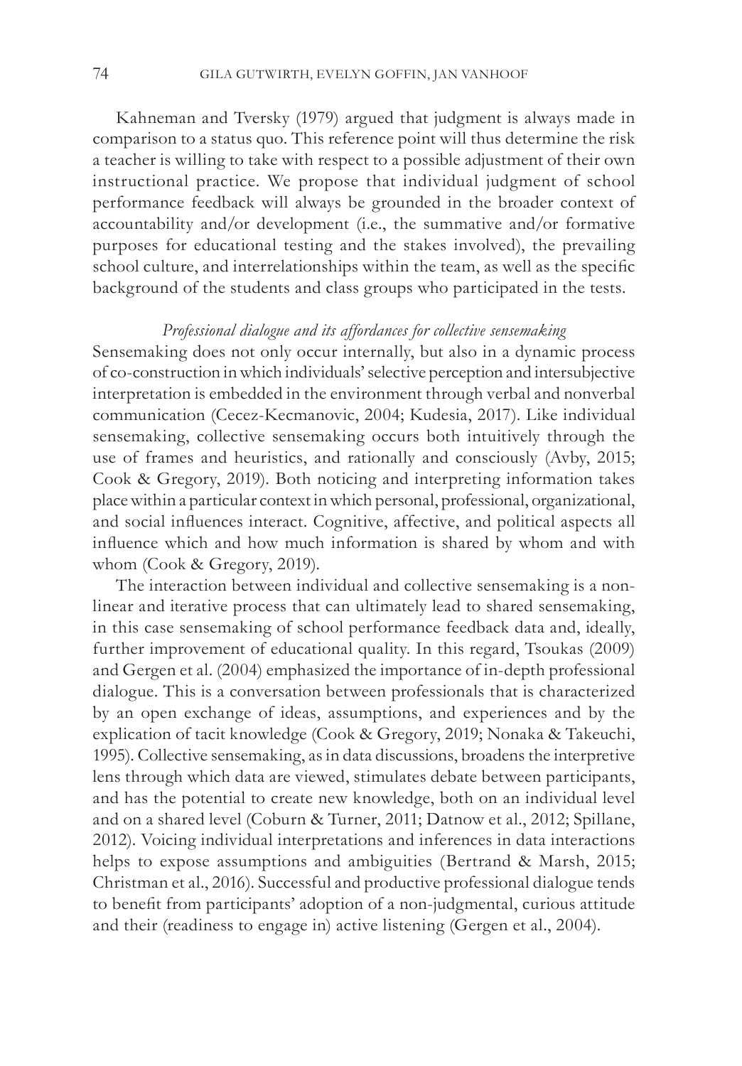Kahneman and Tversky (1979) argued that judgment is always made in comparison to a status quo. This reference point will thus determine the risk a teacher is willing to take with respect to a possible adjustment of their own instructional practice. We propose that individual judgment of school performance feedback will always be grounded in the broader context of accountability and/or development (i.e., the summative and/or formative purposes for educational testing and the stakes involved), the prevailing school culture, and interrelationships within the team, as well as the specific background of the students and class groups who participated in the tests.

### *Professional dialogue and its affordances for collective sensemaking*

Sensemaking does not only occur internally, but also in a dynamic process of co-construction in which individuals' selective perception and intersubjective interpretation is embedded in the environment through verbal and nonverbal communication (Cecez-Kecmanovic, 2004; Kudesia, 2017). Like individual sensemaking, collective sensemaking occurs both intuitively through the use of frames and heuristics, and rationally and consciously (Avby, 2015; Cook & Gregory, 2019). Both noticing and interpreting information takes place within a particular context in which personal, professional, organizational, and social influences interact. Cognitive, affective, and political aspects all influence which and how much information is shared by whom and with whom (Cook & Gregory, 2019).

The interaction between individual and collective sensemaking is a non-linear and iterative process that can ultimately lead to shared sensemaking, in this case sensemaking of school performance feedback data and, ideally, further improvement of educational quality. In this regard, Tsoukas (2009) and Gergen et al. (2004) emphasized the importance of in-depth professional dialogue. This is a conversation between professionals that is characterized by an open exchange of ideas, assumptions, and experiences and by the explication of tacit knowledge (Cook & Gregory, 2019; Nonaka & Takeuchi, 1995). Collective sensemaking, as in data discussions, broadens the interpretive lens through which data are viewed, stimulates debate between participants, and has the potential to create new knowledge, both on an individual level and on a shared level (Coburn & Turner, 2011; Datnow et al., 2012; Spillane, 2012). Voicing individual interpretations and inferences in data interactions helps to expose assumptions and ambiguities (Bertrand & Marsh, 2015; Christman et al., 2016). Successful and productive professional dialogue tends to benefit from participants' adoption of a non-judgmental, curious attitude and their (readiness to engage in) active listening (Gergen et al., 2004).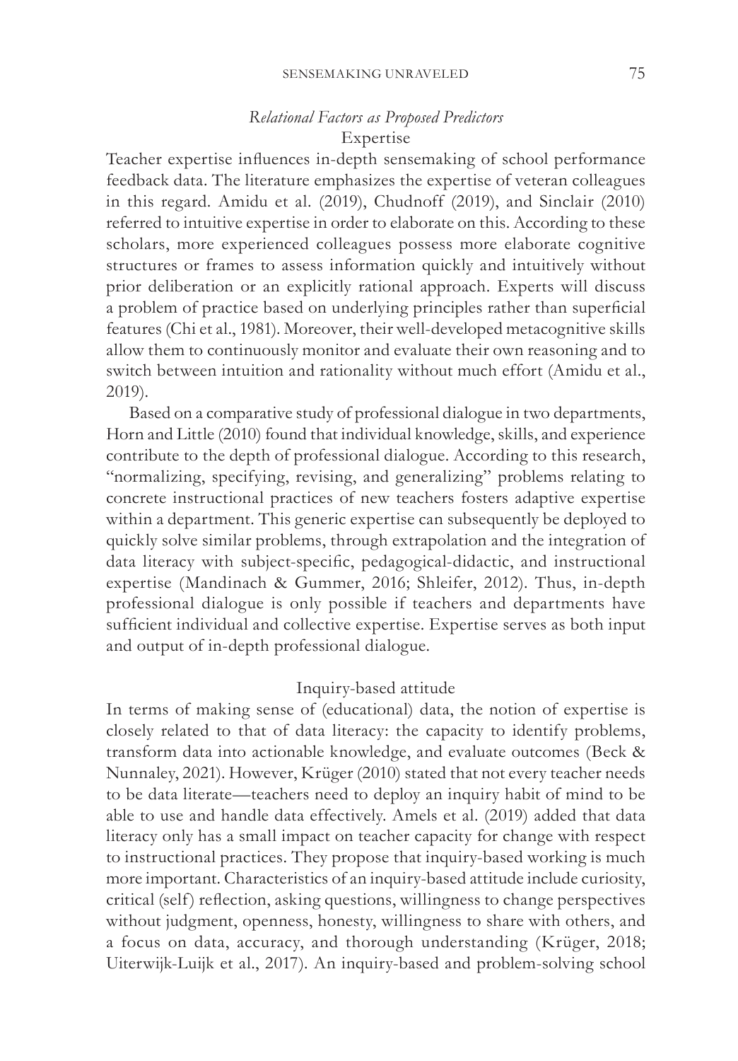### *Relational Factors as Proposed Predictors*

#### Expertise

Teacher expertise influences in-depth sensemaking of school performance feedback data. The literature emphasizes the expertise of veteran colleagues in this regard. Amidu et al. (2019), Chudnoff (2019), and Sinclair (2010) referred to intuitive expertise in order to elaborate on this. According to these scholars, more experienced colleagues possess more elaborate cognitive structures or frames to assess information quickly and intuitively without prior deliberation or an explicitly rational approach. Experts will discuss a problem of practice based on underlying principles rather than superficial features (Chi et al., 1981). Moreover, their well-developed metacognitive skills allow them to continuously monitor and evaluate their own reasoning and to switch between intuition and rationality without much effort (Amidu et al., 2019).

Based on a comparative study of professional dialogue in two departments, Horn and Little (2010) found that individual knowledge, skills, and experience contribute to the depth of professional dialogue. According to this research, "normalizing, specifying, revising, and generalizing" problems relating to concrete instructional practices of new teachers fosters adaptive expertise within a department. This generic expertise can subsequently be deployed to quickly solve similar problems, through extrapolation and the integration of data literacy with subject-specific, pedagogical-didactic, and instructional expertise (Mandinach & Gummer, 2016; Shleifer, 2012). Thus, in-depth professional dialogue is only possible if teachers and departments have sufficient individual and collective expertise. Expertise serves as both input and output of in-depth professional dialogue.

#### Inquiry-based attitude

In terms of making sense of (educational) data, the notion of expertise is closely related to that of data literacy: the capacity to identify problems, transform data into actionable knowledge, and evaluate outcomes (Beck & Nunnaley, 2021). However, Krüger (2010) stated that not every teacher needs to be data literate—teachers need to deploy an inquiry habit of mind to be able to use and handle data effectively. Amels et al. (2019) added that data literacy only has a small impact on teacher capacity for change with respect to instructional practices. They propose that inquiry-based working is much more important. Characteristics of an inquiry-based attitude include curiosity, critical (self) reflection, asking questions, willingness to change perspectives without judgment, openness, honesty, willingness to share with others, and a focus on data, accuracy, and thorough understanding (Krüger, 2018; Uiterwijk-Luijk et al., 2017). An inquiry-based and problem-solving school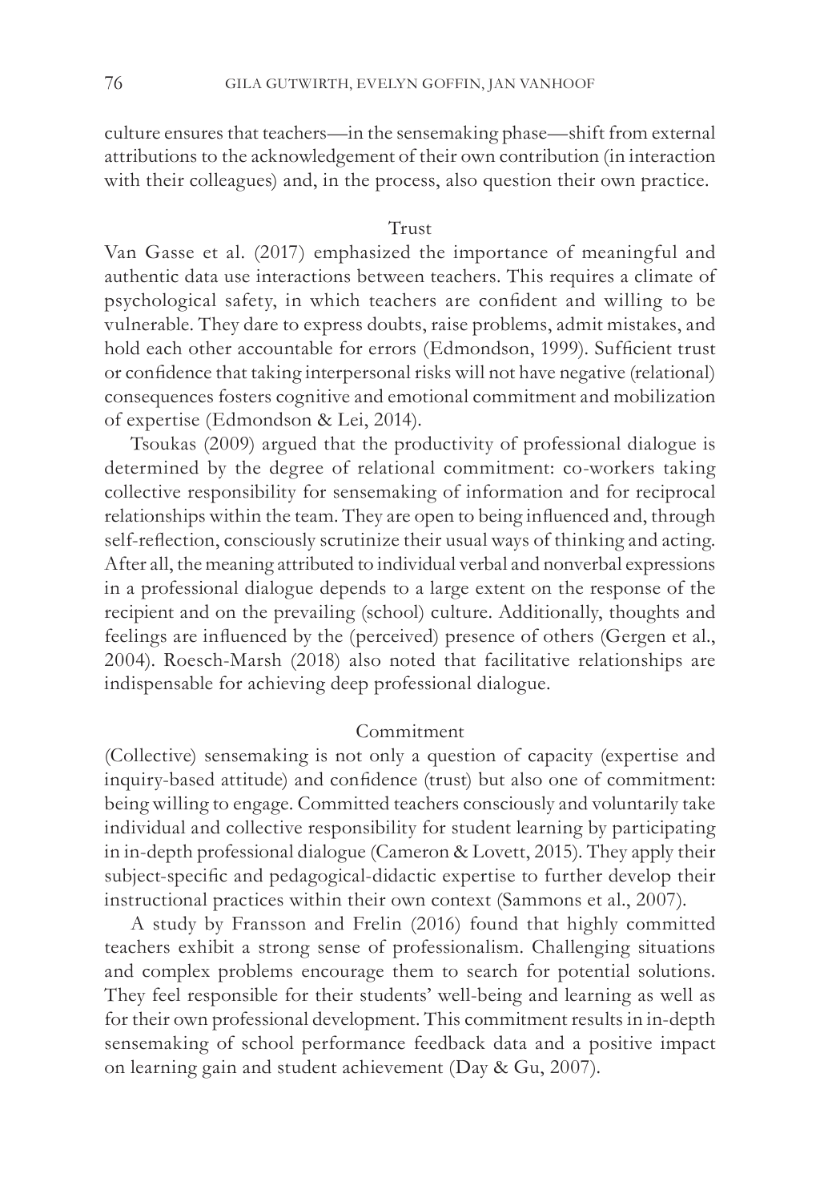culture ensures that teachers—in the sensemaking phase—shift from external attributions to the acknowledgement of their own contribution (in interaction with their colleagues) and, in the process, also question their own practice.

### Trust

Van Gasse et al. (2017) emphasized the importance of meaningful and authentic data use interactions between teachers. This requires a climate of psychological safety, in which teachers are confident and willing to be vulnerable. They dare to express doubts, raise problems, admit mistakes, and hold each other accountable for errors (Edmondson, 1999). Sufficient trust or confidence that taking interpersonal risks will not have negative (relational) consequences fosters cognitive and emotional commitment and mobilization of expertise (Edmondson & Lei, 2014).

Tsoukas (2009) argued that the productivity of professional dialogue is determined by the degree of relational commitment: co-workers taking collective responsibility for sensemaking of information and for reciprocal relationships within the team. They are open to being influenced and, through self-reflection, consciously scrutinize their usual ways of thinking and acting. After all, the meaning attributed to individual verbal and nonverbal expressions in a professional dialogue depends to a large extent on the response of the recipient and on the prevailing (school) culture. Additionally, thoughts and feelings are influenced by the (perceived) presence of others (Gergen et al., 2004). Roesch-Marsh (2018) also noted that facilitative relationships are indispensable for achieving deep professional dialogue.

### Commitment

(Collective) sensemaking is not only a question of capacity (expertise and inquiry-based attitude) and confidence (trust) but also one of commitment: being willing to engage. Committed teachers consciously and voluntarily take individual and collective responsibility for student learning by participating in in-depth professional dialogue (Cameron & Lovett, 2015). They apply their subject-specific and pedagogical-didactic expertise to further develop their instructional practices within their own context (Sammons et al., 2007).

A study by Fransson and Frelin (2016) found that highly committed teachers exhibit a strong sense of professionalism. Challenging situations and complex problems encourage them to search for potential solutions. They feel responsible for their students' well-being and learning as well as for their own professional development. This commitment results in in-depth sensemaking of school performance feedback data and a positive impact on learning gain and student achievement (Day & Gu, 2007).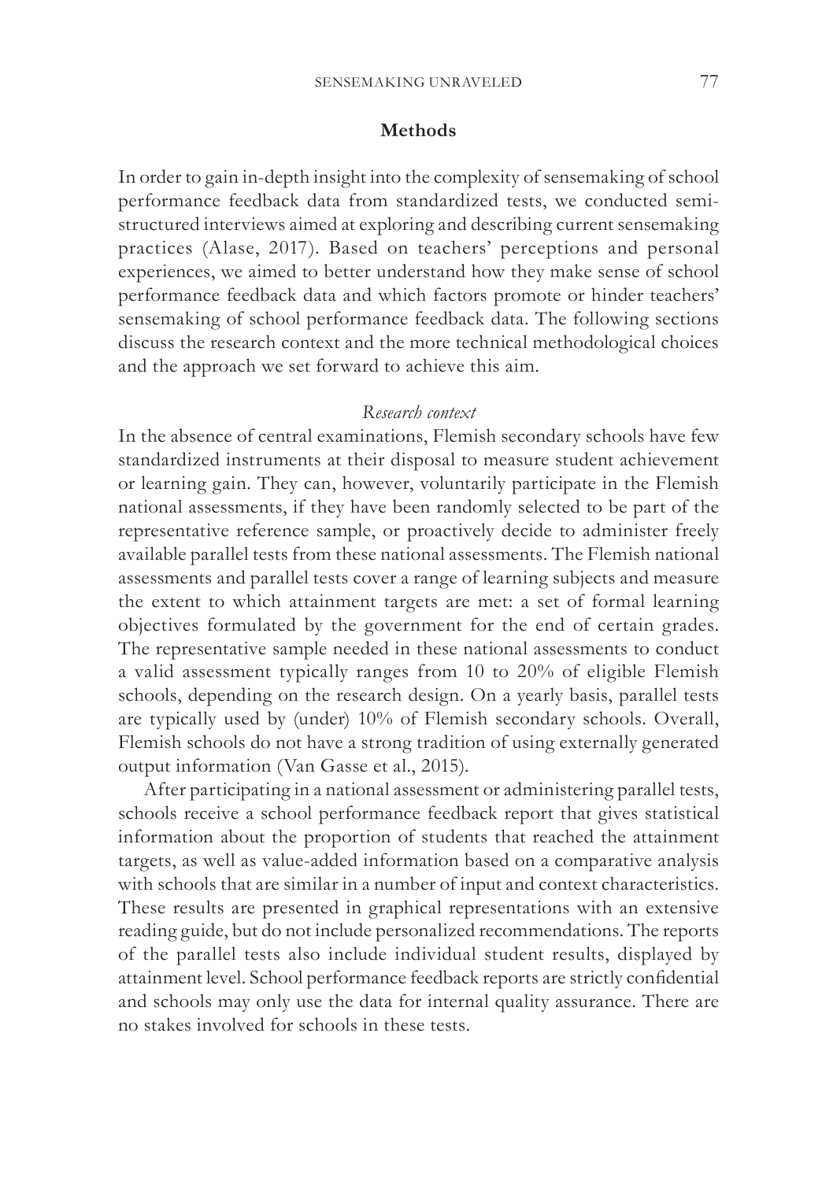## Methods

In order to gain in-depth insight into the complexity of sensemaking of school performance feedback data from standardized tests, we conducted semi-structured interviews aimed at exploring and describing current sensemaking practices (Alase, 2017). Based on teachers' perceptions and personal experiences, we aimed to better understand how they make sense of school performance feedback data and which factors promote or hinder teachers' sensemaking of school performance feedback data. The following sections discuss the research context and the more technical methodological choices and the approach we set forward to achieve this aim.

### *Research context*

In the absence of central examinations, Flemish secondary schools have few standardized instruments at their disposal to measure student achievement or learning gain. They can, however, voluntarily participate in the Flemish national assessments, if they have been randomly selected to be part of the representative reference sample, or proactively decide to administer freely available parallel tests from these national assessments. The Flemish national assessments and parallel tests cover a range of learning subjects and measure the extent to which attainment targets are met: a set of formal learning objectives formulated by the government for the end of certain grades. The representative sample needed in these national assessments to conduct a valid assessment typically ranges from 10 to 20% of eligible Flemish schools, depending on the research design. On a yearly basis, parallel tests are typically used by (under) 10% of Flemish secondary schools. Overall, Flemish schools do not have a strong tradition of using externally generated output information (Van Gasse et al., 2015).

After participating in a national assessment or administering parallel tests, schools receive a school performance feedback report that gives statistical information about the proportion of students that reached the attainment targets, as well as value-added information based on a comparative analysis with schools that are similar in a number of input and context characteristics. These results are presented in graphical representations with an extensive reading guide, but do not include personalized recommendations. The reports of the parallel tests also include individual student results, displayed by attainment level. School performance feedback reports are strictly confidential and schools may only use the data for internal quality assurance. There are no stakes involved for schools in these tests.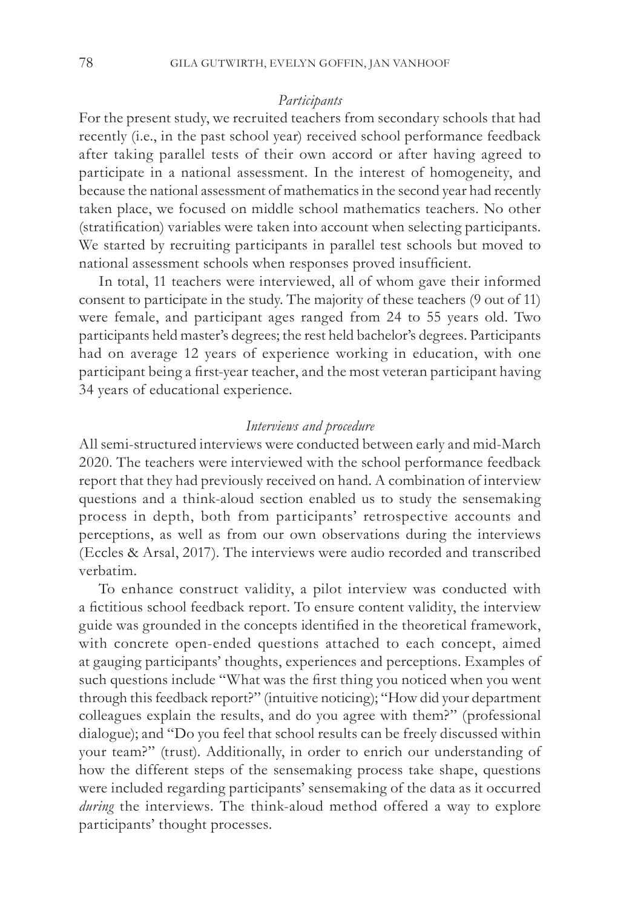### *Participants*

For the present study, we recruited teachers from secondary schools that had recently (i.e., in the past school year) received school performance feedback after taking parallel tests of their own accord or after having agreed to participate in a national assessment. In the interest of homogeneity, and because the national assessment of mathematics in the second year had recently taken place, we focused on middle school mathematics teachers. No other (stratification) variables were taken into account when selecting participants. We started by recruiting participants in parallel test schools but moved to national assessment schools when responses proved insufficient.

In total, 11 teachers were interviewed, all of whom gave their informed consent to participate in the study. The majority of these teachers (9 out of 11) were female, and participant ages ranged from 24 to 55 years old. Two participants held master's degrees; the rest held bachelor's degrees. Participants had on average 12 years of experience working in education, with one participant being a first-year teacher, and the most veteran participant having 34 years of educational experience.

### *Interviews and procedure*

All semi-structured interviews were conducted between early and mid-March 2020. The teachers were interviewed with the school performance feedback report that they had previously received on hand. A combination of interview questions and a think-aloud section enabled us to study the sensemaking process in depth, both from participants' retrospective accounts and perceptions, as well as from our own observations during the interviews (Eccles & Arsal, 2017). The interviews were audio recorded and transcribed verbatim.

To enhance construct validity, a pilot interview was conducted with a fictitious school feedback report. To ensure content validity, the interview guide was grounded in the concepts identified in the theoretical framework, with concrete open-ended questions attached to each concept, aimed at gauging participants' thoughts, experiences and perceptions. Examples of such questions include "What was the first thing you noticed when you went through this feedback report?" (intuitive noticing); "How did your department colleagues explain the results, and do you agree with them?" (professional dialogue); and "Do you feel that school results can be freely discussed within your team?" (trust). Additionally, in order to enrich our understanding of how the different steps of the sensemaking process take shape, questions were included regarding participants' sensemaking of the data as it occurred *during* the interviews. The think-aloud method offered a way to explore participants' thought processes.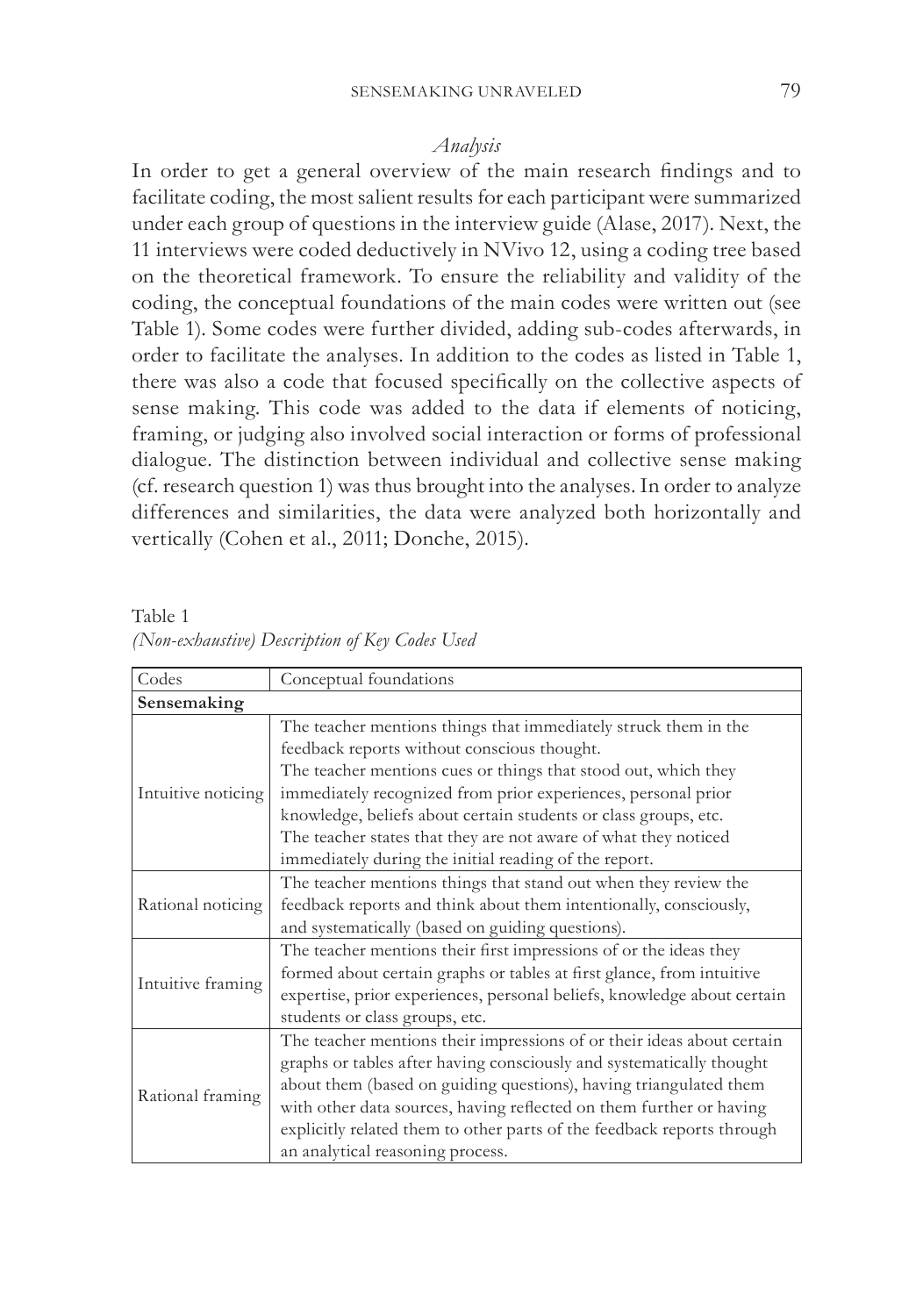### *Analysis*

In order to get a general overview of the main research findings and to facilitate coding, the most salient results for each participant were summarized under each group of questions in the interview guide (Alase, 2017). Next, the 11 interviews were coded deductively in NVivo 12, using a coding tree based on the theoretical framework. To ensure the reliability and validity of the coding, the conceptual foundations of the main codes were written out (see Table 1). Some codes were further divided, adding sub-codes afterwards, in order to facilitate the analyses. In addition to the codes as listed in Table 1, there was also a code that focused specifically on the collective aspects of sense making. This code was added to the data if elements of noticing, framing, or judging also involved social interaction or forms of professional dialogue. The distinction between individual and collective sense making (cf. research question 1) was thus brought into the analyses. In order to analyze differences and similarities, the data were analyzed both horizontally and vertically (Cohen et al., 2011; Donche, 2015).

Table 1
*(Non-exhaustive) Description of Key Codes Used*

| Codes | Conceptual foundations |
|---|---|
| **Sensemaking** | |
| Intuitive noticing | The teacher mentions things that immediately struck them in the feedback reports without conscious thought. The teacher mentions cues or things that stood out, which they immediately recognized from prior experiences, personal prior knowledge, beliefs about certain students or class groups, etc. The teacher states that they are not aware of what they noticed immediately during the initial reading of the report. |
| Rational noticing | The teacher mentions things that stand out when they review the feedback reports and think about them intentionally, consciously, and systematically (based on guiding questions). |
| Intuitive framing | The teacher mentions their first impressions of or the ideas they formed about certain graphs or tables at first glance, from intuitive expertise, prior experiences, personal beliefs, knowledge about certain students or class groups, etc. |
| Rational framing | The teacher mentions their impressions of or their ideas about certain graphs or tables after having consciously and systematically thought about them (based on guiding questions), having triangulated them with other data sources, having reflected on them further or having explicitly related them to other parts of the feedback reports through an analytical reasoning process. |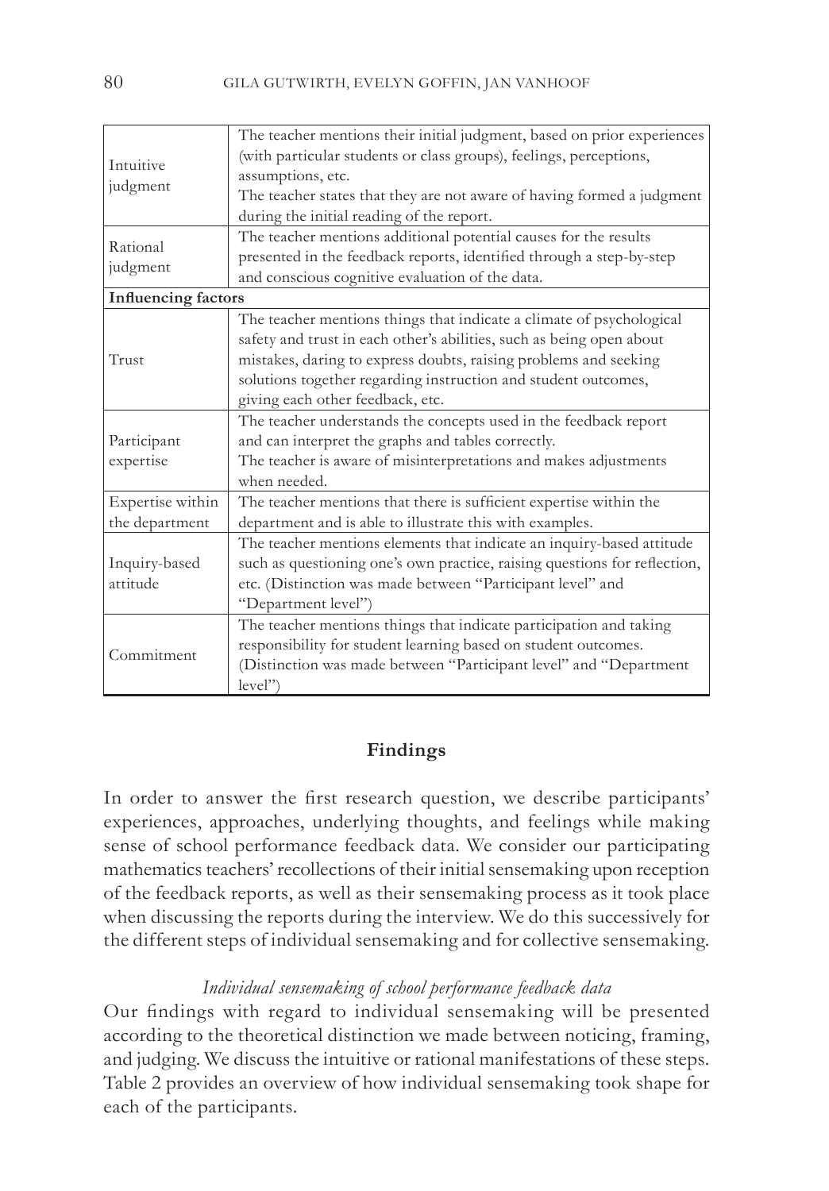| | |
|---|---|
| Intuitive judgment | The teacher mentions their initial judgment, based on prior experiences (with particular students or class groups), feelings, perceptions, assumptions, etc.<br>The teacher states that they are not aware of having formed a judgment during the initial reading of the report. |
| Rational judgment | The teacher mentions additional potential causes for the results presented in the feedback reports, identified through a step-by-step and conscious cognitive evaluation of the data. |
| **Influencing factors** | |
| Trust | The teacher mentions things that indicate a climate of psychological safety and trust in each other's abilities, such as being open about mistakes, daring to express doubts, raising problems and seeking solutions together regarding instruction and student outcomes, giving each other feedback, etc. |
| Participant expertise | The teacher understands the concepts used in the feedback report and can interpret the graphs and tables correctly.<br>The teacher is aware of misinterpretations and makes adjustments when needed. |
| Expertise within the department | The teacher mentions that there is sufficient expertise within the department and is able to illustrate this with examples. |
| Inquiry-based attitude | The teacher mentions elements that indicate an inquiry-based attitude such as questioning one's own practice, raising questions for reflection, etc. (Distinction was made between "Participant level" and "Department level") |
| Commitment | The teacher mentions things that indicate participation and taking responsibility for student learning based on student outcomes. (Distinction was made between "Participant level" and "Department level") |

## Findings

In order to answer the first research question, we describe participants' experiences, approaches, underlying thoughts, and feelings while making sense of school performance feedback data. We consider our participating mathematics teachers' recollections of their initial sensemaking upon reception of the feedback reports, as well as their sensemaking process as it took place when discussing the reports during the interview. We do this successively for the different steps of individual sensemaking and for collective sensemaking.

### *Individual sensemaking of school performance feedback data*

Our findings with regard to individual sensemaking will be presented according to the theoretical distinction we made between noticing, framing, and judging. We discuss the intuitive or rational manifestations of these steps. Table 2 provides an overview of how individual sensemaking took shape for each of the participants.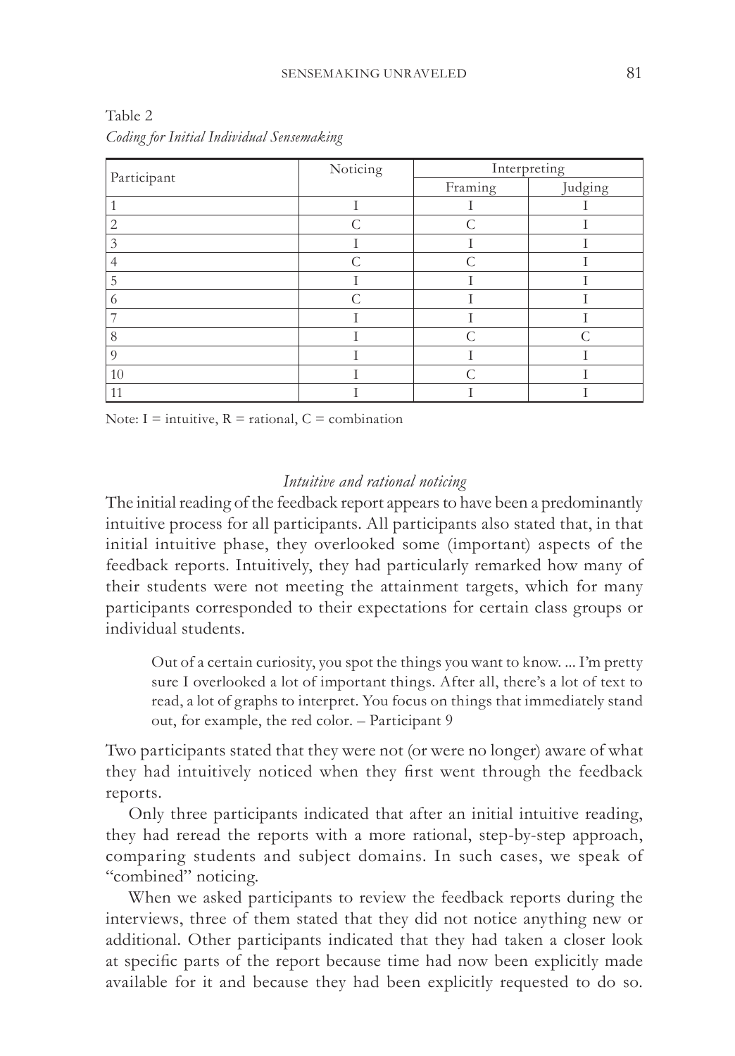Table 2
*Coding for Initial Individual Sensemaking*

| Participant | Noticing | Interpreting | |
|---|---|---|---|
| | | Framing | Judging |
| 1 | I | I | I |
| 2 | C | C | I |
| 3 | I | I | I |
| 4 | C | C | I |
| 5 | I | I | I |
| 6 | C | I | I |
| 7 | I | I | I |
| 8 | I | C | C |
| 9 | I | I | I |
| 10 | I | C | I |
| 11 | I | I | I |

Note: I = intuitive, R = rational, C = combination

### *Intuitive and rational noticing*

The initial reading of the feedback report appears to have been a predominantly intuitive process for all participants. All participants also stated that, in that initial intuitive phase, they overlooked some (important) aspects of the feedback reports. Intuitively, they had particularly remarked how many of their students were not meeting the attainment targets, which for many participants corresponded to their expectations for certain class groups or individual students.

> Out of a certain curiosity, you spot the things you want to know. ... I'm pretty sure I overlooked a lot of important things. After all, there's a lot of text to read, a lot of graphs to interpret. You focus on things that immediately stand out, for example, the red color. – Participant 9

Two participants stated that they were not (or were no longer) aware of what they had intuitively noticed when they first went through the feedback reports.

Only three participants indicated that after an initial intuitive reading, they had reread the reports with a more rational, step-by-step approach, comparing students and subject domains. In such cases, we speak of "combined" noticing.

When we asked participants to review the feedback reports during the interviews, three of them stated that they did not notice anything new or additional. Other participants indicated that they had taken a closer look at specific parts of the report because time had now been explicitly made available for it and because they had been explicitly requested to do so.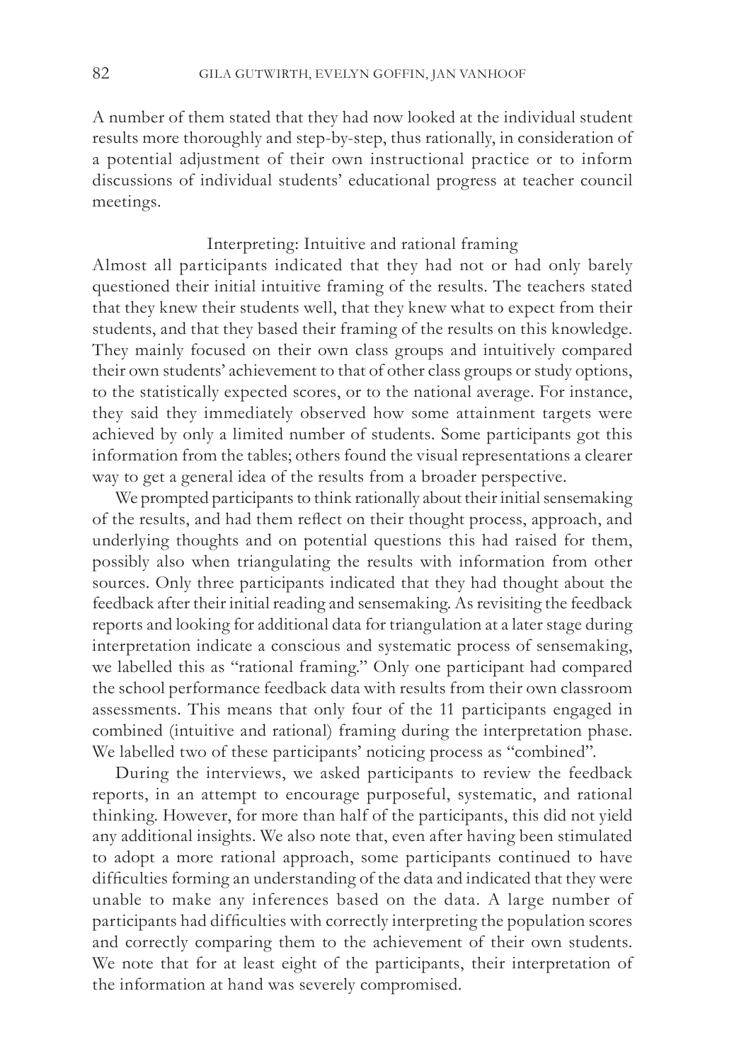A number of them stated that they had now looked at the individual student results more thoroughly and step-by-step, thus rationally, in consideration of a potential adjustment of their own instructional practice or to inform discussions of individual students' educational progress at teacher council meetings.

### Interpreting: Intuitive and rational framing

Almost all participants indicated that they had not or had only barely questioned their initial intuitive framing of the results. The teachers stated that they knew their students well, that they knew what to expect from their students, and that they based their framing of the results on this knowledge. They mainly focused on their own class groups and intuitively compared their own students' achievement to that of other class groups or study options, to the statistically expected scores, or to the national average. For instance, they said they immediately observed how some attainment targets were achieved by only a limited number of students. Some participants got this information from the tables; others found the visual representations a clearer way to get a general idea of the results from a broader perspective.

We prompted participants to think rationally about their initial sensemaking of the results, and had them reflect on their thought process, approach, and underlying thoughts and on potential questions this had raised for them, possibly also when triangulating the results with information from other sources. Only three participants indicated that they had thought about the feedback after their initial reading and sensemaking. As revisiting the feedback reports and looking for additional data for triangulation at a later stage during interpretation indicate a conscious and systematic process of sensemaking, we labelled this as "rational framing." Only one participant had compared the school performance feedback data with results from their own classroom assessments. This means that only four of the 11 participants engaged in combined (intuitive and rational) framing during the interpretation phase. We labelled two of these participants' noticing process as "combined".

During the interviews, we asked participants to review the feedback reports, in an attempt to encourage purposeful, systematic, and rational thinking. However, for more than half of the participants, this did not yield any additional insights. We also note that, even after having been stimulated to adopt a more rational approach, some participants continued to have difficulties forming an understanding of the data and indicated that they were unable to make any inferences based on the data. A large number of participants had difficulties with correctly interpreting the population scores and correctly comparing them to the achievement of their own students. We note that for at least eight of the participants, their interpretation of the information at hand was severely compromised.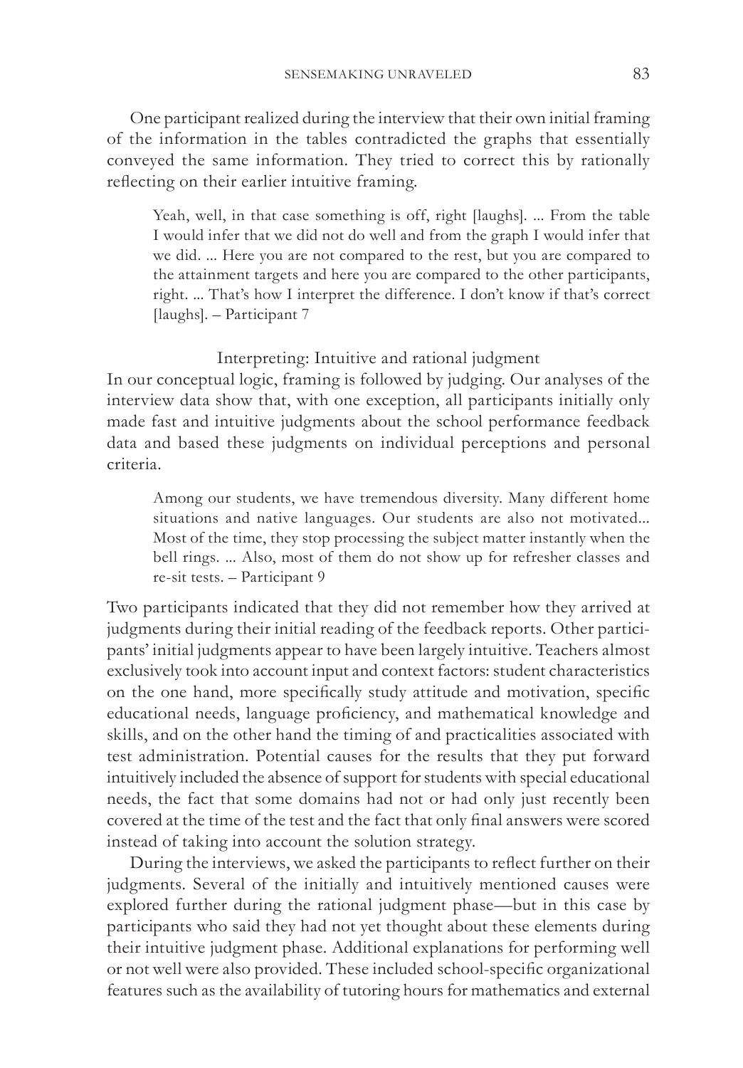One participant realized during the interview that their own initial framing of the information in the tables contradicted the graphs that essentially conveyed the same information. They tried to correct this by rationally reflecting on their earlier intuitive framing.

> Yeah, well, in that case something is off, right [laughs]. ... From the table I would infer that we did not do well and from the graph I would infer that we did. ... Here you are not compared to the rest, but you are compared to the attainment targets and here you are compared to the other participants, right. ... That's how I interpret the difference. I don't know if that's correct [laughs]. – Participant 7

### Interpreting: Intuitive and rational judgment

In our conceptual logic, framing is followed by judging. Our analyses of the interview data show that, with one exception, all participants initially only made fast and intuitive judgments about the school performance feedback data and based these judgments on individual perceptions and personal criteria.

> Among our students, we have tremendous diversity. Many different home situations and native languages. Our students are also not motivated... Most of the time, they stop processing the subject matter instantly when the bell rings. ... Also, most of them do not show up for refresher classes and re-sit tests. – Participant 9

Two participants indicated that they did not remember how they arrived at judgments during their initial reading of the feedback reports. Other participants' initial judgments appear to have been largely intuitive. Teachers almost exclusively took into account input and context factors: student characteristics on the one hand, more specifically study attitude and motivation, specific educational needs, language proficiency, and mathematical knowledge and skills, and on the other hand the timing of and practicalities associated with test administration. Potential causes for the results that they put forward intuitively included the absence of support for students with special educational needs, the fact that some domains had not or had only just recently been covered at the time of the test and the fact that only final answers were scored instead of taking into account the solution strategy.

During the interviews, we asked the participants to reflect further on their judgments. Several of the initially and intuitively mentioned causes were explored further during the rational judgment phase—but in this case by participants who said they had not yet thought about these elements during their intuitive judgment phase. Additional explanations for performing well or not well were also provided. These included school-specific organizational features such as the availability of tutoring hours for mathematics and external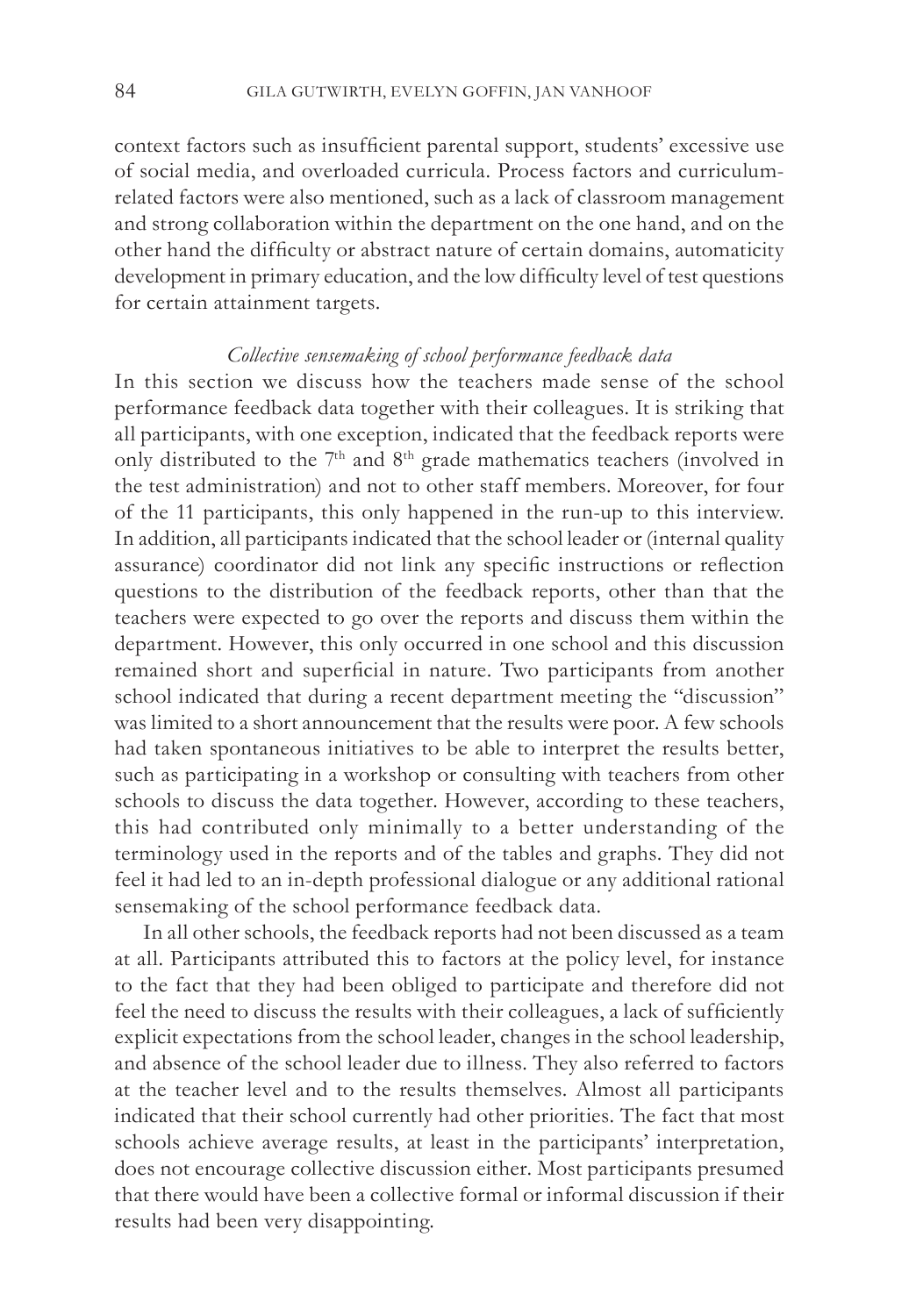context factors such as insufficient parental support, students' excessive use of social media, and overloaded curricula. Process factors and curriculum-related factors were also mentioned, such as a lack of classroom management and strong collaboration within the department on the one hand, and on the other hand the difficulty or abstract nature of certain domains, automaticity development in primary education, and the low difficulty level of test questions for certain attainment targets.

### *Collective sensemaking of school performance feedback data*

In this section we discuss how the teachers made sense of the school performance feedback data together with their colleagues. It is striking that all participants, with one exception, indicated that the feedback reports were only distributed to the 7th and 8th grade mathematics teachers (involved in the test administration) and not to other staff members. Moreover, for four of the 11 participants, this only happened in the run-up to this interview. In addition, all participants indicated that the school leader or (internal quality assurance) coordinator did not link any specific instructions or reflection questions to the distribution of the feedback reports, other than that the teachers were expected to go over the reports and discuss them within the department. However, this only occurred in one school and this discussion remained short and superficial in nature. Two participants from another school indicated that during a recent department meeting the "discussion" was limited to a short announcement that the results were poor. A few schools had taken spontaneous initiatives to be able to interpret the results better, such as participating in a workshop or consulting with teachers from other schools to discuss the data together. However, according to these teachers, this had contributed only minimally to a better understanding of the terminology used in the reports and of the tables and graphs. They did not feel it had led to an in-depth professional dialogue or any additional rational sensemaking of the school performance feedback data.

In all other schools, the feedback reports had not been discussed as a team at all. Participants attributed this to factors at the policy level, for instance to the fact that they had been obliged to participate and therefore did not feel the need to discuss the results with their colleagues, a lack of sufficiently explicit expectations from the school leader, changes in the school leadership, and absence of the school leader due to illness. They also referred to factors at the teacher level and to the results themselves. Almost all participants indicated that their school currently had other priorities. The fact that most schools achieve average results, at least in the participants' interpretation, does not encourage collective discussion either. Most participants presumed that there would have been a collective formal or informal discussion if their results had been very disappointing.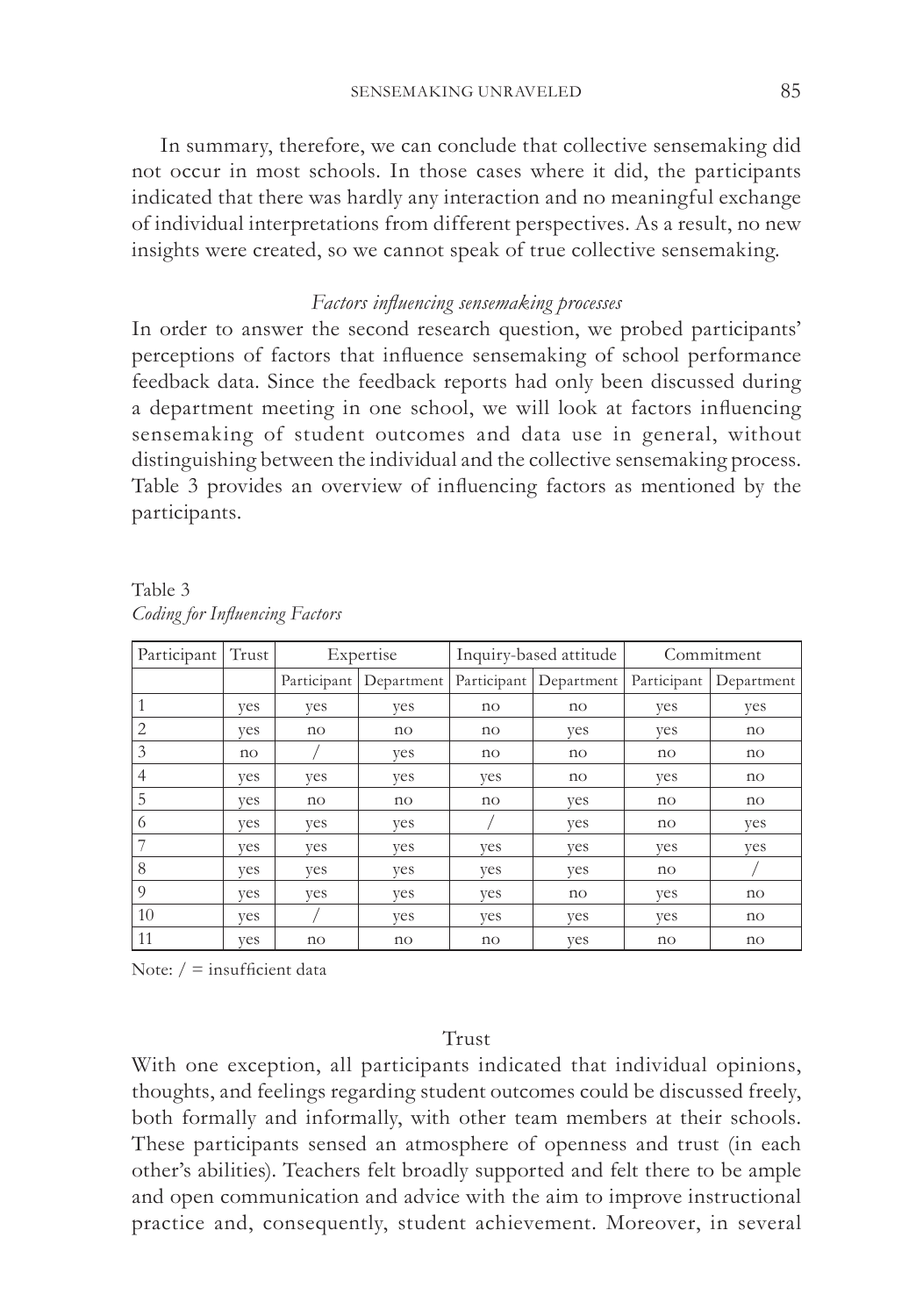In summary, therefore, we can conclude that collective sensemaking did not occur in most schools. In those cases where it did, the participants indicated that there was hardly any interaction and no meaningful exchange of individual interpretations from different perspectives. As a result, no new insights were created, so we cannot speak of true collective sensemaking.

### *Factors influencing sensemaking processes*

In order to answer the second research question, we probed participants' perceptions of factors that influence sensemaking of school performance feedback data. Since the feedback reports had only been discussed during a department meeting in one school, we will look at factors influencing sensemaking of student outcomes and data use in general, without distinguishing between the individual and the collective sensemaking process. Table 3 provides an overview of influencing factors as mentioned by the participants.

Table 3
*Coding for Influencing Factors*

| Participant | Trust | Expertise | | Inquiry-based attitude | | Commitment | |
|---|---|---|---|---|---|---|---|
| | | Participant | Department | Participant | Department | Participant | Department |
| 1 | yes | yes | yes | no | no | yes | yes |
| 2 | yes | no | no | no | yes | yes | no |
| 3 | no | / | yes | no | no | no | no |
| 4 | yes | yes | yes | yes | no | yes | no |
| 5 | yes | no | no | no | yes | no | no |
| 6 | yes | yes | yes | / | yes | no | yes |
| 7 | yes | yes | yes | yes | yes | yes | yes |
| 8 | yes | yes | yes | yes | yes | no | / |
| 9 | yes | yes | yes | yes | no | yes | no |
| 10 | yes | / | yes | yes | yes | yes | no |
| 11 | yes | no | no | no | yes | no | no |

Note: / = insufficient data

#### Trust

With one exception, all participants indicated that individual opinions, thoughts, and feelings regarding student outcomes could be discussed freely, both formally and informally, with other team members at their schools. These participants sensed an atmosphere of openness and trust (in each other's abilities). Teachers felt broadly supported and felt there to be ample and open communication and advice with the aim to improve instructional practice and, consequently, student achievement. Moreover, in several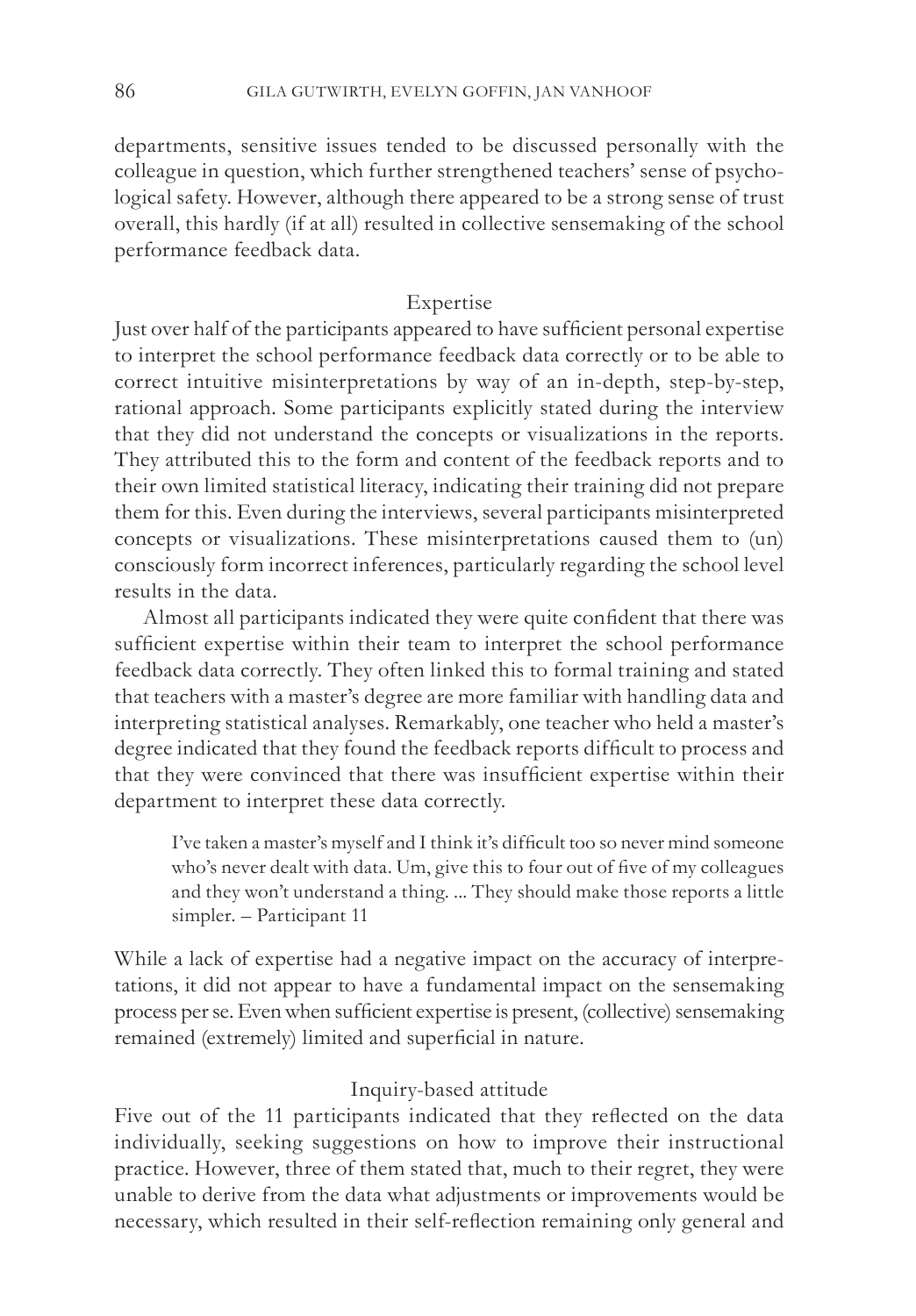departments, sensitive issues tended to be discussed personally with the colleague in question, which further strengthened teachers' sense of psychological safety. However, although there appeared to be a strong sense of trust overall, this hardly (if at all) resulted in collective sensemaking of the school performance feedback data.

### Expertise

Just over half of the participants appeared to have sufficient personal expertise to interpret the school performance feedback data correctly or to be able to correct intuitive misinterpretations by way of an in-depth, step-by-step, rational approach. Some participants explicitly stated during the interview that they did not understand the concepts or visualizations in the reports. They attributed this to the form and content of the feedback reports and to their own limited statistical literacy, indicating their training did not prepare them for this. Even during the interviews, several participants misinterpreted concepts or visualizations. These misinterpretations caused them to (un) consciously form incorrect inferences, particularly regarding the school level results in the data.

Almost all participants indicated they were quite confident that there was sufficient expertise within their team to interpret the school performance feedback data correctly. They often linked this to formal training and stated that teachers with a master's degree are more familiar with handling data and interpreting statistical analyses. Remarkably, one teacher who held a master's degree indicated that they found the feedback reports difficult to process and that they were convinced that there was insufficient expertise within their department to interpret these data correctly.

> I've taken a master's myself and I think it's difficult too so never mind someone who's never dealt with data. Um, give this to four out of five of my colleagues and they won't understand a thing. ... They should make those reports a little simpler. – Participant 11

While a lack of expertise had a negative impact on the accuracy of interpretations, it did not appear to have a fundamental impact on the sensemaking process per se. Even when sufficient expertise is present, (collective) sensemaking remained (extremely) limited and superficial in nature.

### Inquiry-based attitude

Five out of the 11 participants indicated that they reflected on the data individually, seeking suggestions on how to improve their instructional practice. However, three of them stated that, much to their regret, they were unable to derive from the data what adjustments or improvements would be necessary, which resulted in their self-reflection remaining only general and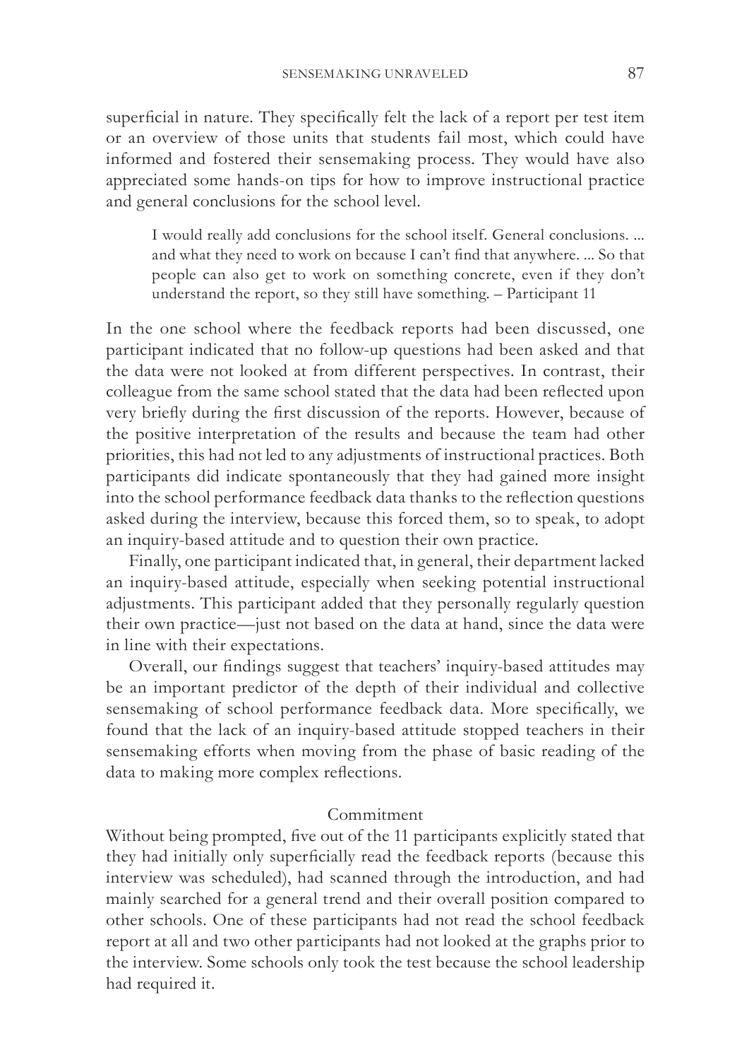superficial in nature. They specifically felt the lack of a report per test item or an overview of those units that students fail most, which could have informed and fostered their sensemaking process. They would have also appreciated some hands-on tips for how to improve instructional practice and general conclusions for the school level.

> I would really add conclusions for the school itself. General conclusions. ... and what they need to work on because I can't find that anywhere. ... So that people can also get to work on something concrete, even if they don't understand the report, so they still have something. – Participant 11

In the one school where the feedback reports had been discussed, one participant indicated that no follow-up questions had been asked and that the data were not looked at from different perspectives. In contrast, their colleague from the same school stated that the data had been reflected upon very briefly during the first discussion of the reports. However, because of the positive interpretation of the results and because the team had other priorities, this had not led to any adjustments of instructional practices. Both participants did indicate spontaneously that they had gained more insight into the school performance feedback data thanks to the reflection questions asked during the interview, because this forced them, so to speak, to adopt an inquiry-based attitude and to question their own practice.

Finally, one participant indicated that, in general, their department lacked an inquiry-based attitude, especially when seeking potential instructional adjustments. This participant added that they personally regularly question their own practice—just not based on the data at hand, since the data were in line with their expectations.

Overall, our findings suggest that teachers' inquiry-based attitudes may be an important predictor of the depth of their individual and collective sensemaking of school performance feedback data. More specifically, we found that the lack of an inquiry-based attitude stopped teachers in their sensemaking efforts when moving from the phase of basic reading of the data to making more complex reflections.

### Commitment

Without being prompted, five out of the 11 participants explicitly stated that they had initially only superficially read the feedback reports (because this interview was scheduled), had scanned through the introduction, and had mainly searched for a general trend and their overall position compared to other schools. One of these participants had not read the school feedback report at all and two other participants had not looked at the graphs prior to the interview. Some schools only took the test because the school leadership had required it.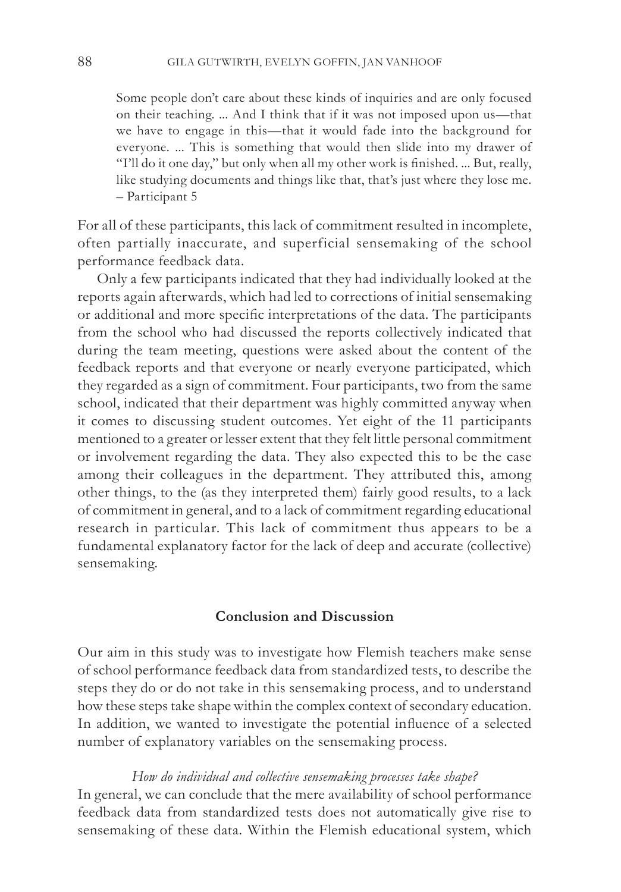> Some people don't care about these kinds of inquiries and are only focused on their teaching. ... And I think that if it was not imposed upon us—that we have to engage in this—that it would fade into the background for everyone. ... This is something that would then slide into my drawer of "I'll do it one day," but only when all my other work is finished. ... But, really, like studying documents and things like that, that's just where they lose me. – Participant 5

For all of these participants, this lack of commitment resulted in incomplete, often partially inaccurate, and superficial sensemaking of the school performance feedback data.

Only a few participants indicated that they had individually looked at the reports again afterwards, which had led to corrections of initial sensemaking or additional and more specific interpretations of the data. The participants from the school who had discussed the reports collectively indicated that during the team meeting, questions were asked about the content of the feedback reports and that everyone or nearly everyone participated, which they regarded as a sign of commitment. Four participants, two from the same school, indicated that their department was highly committed anyway when it comes to discussing student outcomes. Yet eight of the 11 participants mentioned to a greater or lesser extent that they felt little personal commitment or involvement regarding the data. They also expected this to be the case among their colleagues in the department. They attributed this, among other things, to the (as they interpreted them) fairly good results, to a lack of commitment in general, and to a lack of commitment regarding educational research in particular. This lack of commitment thus appears to be a fundamental explanatory factor for the lack of deep and accurate (collective) sensemaking.

## Conclusion and Discussion

Our aim in this study was to investigate how Flemish teachers make sense of school performance feedback data from standardized tests, to describe the steps they do or do not take in this sensemaking process, and to understand how these steps take shape within the complex context of secondary education. In addition, we wanted to investigate the potential influence of a selected number of explanatory variables on the sensemaking process.

### *How do individual and collective sensemaking processes take shape?*

In general, we can conclude that the mere availability of school performance feedback data from standardized tests does not automatically give rise to sensemaking of these data. Within the Flemish educational system, which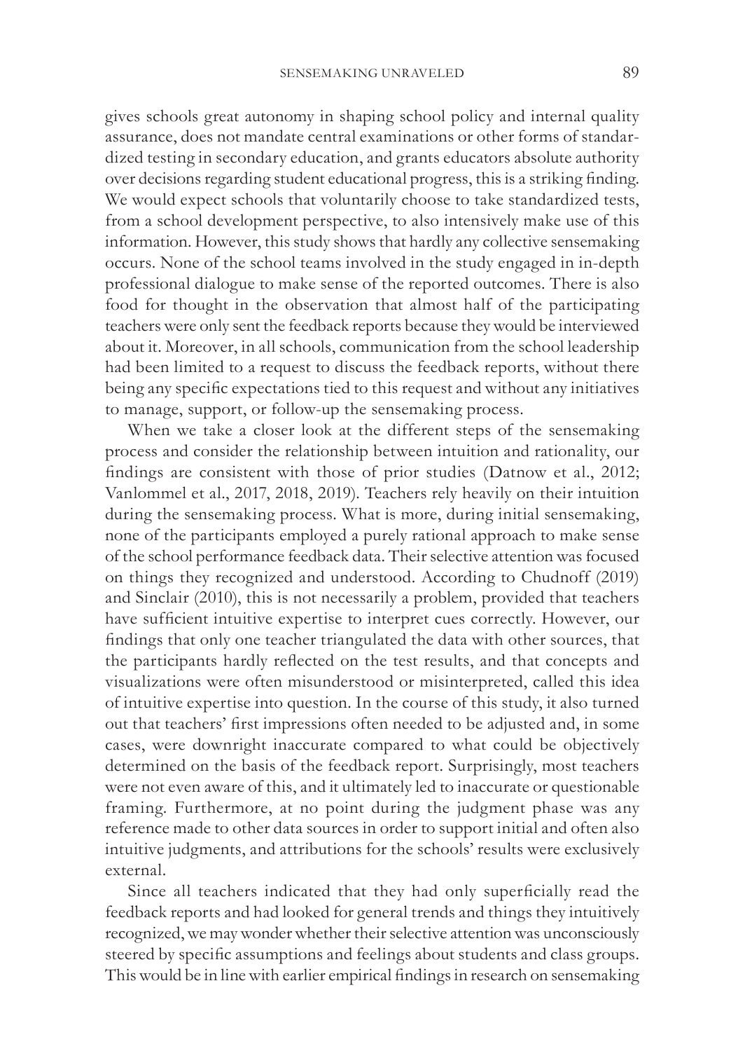gives schools great autonomy in shaping school policy and internal quality assurance, does not mandate central examinations or other forms of standardized testing in secondary education, and grants educators absolute authority over decisions regarding student educational progress, this is a striking finding. We would expect schools that voluntarily choose to take standardized tests, from a school development perspective, to also intensively make use of this information. However, this study shows that hardly any collective sensemaking occurs. None of the school teams involved in the study engaged in in-depth professional dialogue to make sense of the reported outcomes. There is also food for thought in the observation that almost half of the participating teachers were only sent the feedback reports because they would be interviewed about it. Moreover, in all schools, communication from the school leadership had been limited to a request to discuss the feedback reports, without there being any specific expectations tied to this request and without any initiatives to manage, support, or follow-up the sensemaking process.

When we take a closer look at the different steps of the sensemaking process and consider the relationship between intuition and rationality, our findings are consistent with those of prior studies (Datnow et al., 2012; Vanlommel et al., 2017, 2018, 2019). Teachers rely heavily on their intuition during the sensemaking process. What is more, during initial sensemaking, none of the participants employed a purely rational approach to make sense of the school performance feedback data. Their selective attention was focused on things they recognized and understood. According to Chudnoff (2019) and Sinclair (2010), this is not necessarily a problem, provided that teachers have sufficient intuitive expertise to interpret cues correctly. However, our findings that only one teacher triangulated the data with other sources, that the participants hardly reflected on the test results, and that concepts and visualizations were often misunderstood or misinterpreted, called this idea of intuitive expertise into question. In the course of this study, it also turned out that teachers' first impressions often needed to be adjusted and, in some cases, were downright inaccurate compared to what could be objectively determined on the basis of the feedback report. Surprisingly, most teachers were not even aware of this, and it ultimately led to inaccurate or questionable framing. Furthermore, at no point during the judgment phase was any reference made to other data sources in order to support initial and often also intuitive judgments, and attributions for the schools' results were exclusively external.

Since all teachers indicated that they had only superficially read the feedback reports and had looked for general trends and things they intuitively recognized, we may wonder whether their selective attention was unconsciously steered by specific assumptions and feelings about students and class groups. This would be in line with earlier empirical findings in research on sensemaking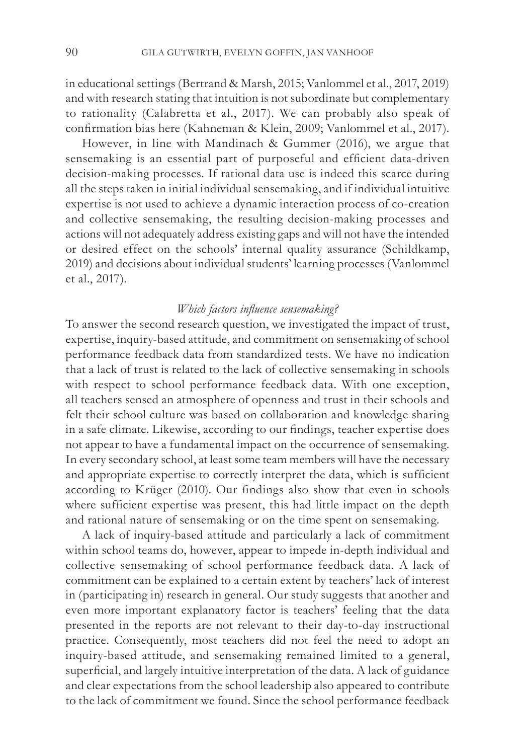in educational settings (Bertrand & Marsh, 2015; Vanlommel et al., 2017, 2019) and with research stating that intuition is not subordinate but complementary to rationality (Calabretta et al., 2017). We can probably also speak of confirmation bias here (Kahneman & Klein, 2009; Vanlommel et al., 2017).

However, in line with Mandinach & Gummer (2016), we argue that sensemaking is an essential part of purposeful and efficient data-driven decision-making processes. If rational data use is indeed this scarce during all the steps taken in initial individual sensemaking, and if individual intuitive expertise is not used to achieve a dynamic interaction process of co-creation and collective sensemaking, the resulting decision-making processes and actions will not adequately address existing gaps and will not have the intended or desired effect on the schools' internal quality assurance (Schildkamp, 2019) and decisions about individual students' learning processes (Vanlommel et al., 2017).

### *Which factors influence sensemaking?*

To answer the second research question, we investigated the impact of trust, expertise, inquiry-based attitude, and commitment on sensemaking of school performance feedback data from standardized tests. We have no indication that a lack of trust is related to the lack of collective sensemaking in schools with respect to school performance feedback data. With one exception, all teachers sensed an atmosphere of openness and trust in their schools and felt their school culture was based on collaboration and knowledge sharing in a safe climate. Likewise, according to our findings, teacher expertise does not appear to have a fundamental impact on the occurrence of sensemaking. In every secondary school, at least some team members will have the necessary and appropriate expertise to correctly interpret the data, which is sufficient according to Krüger (2010). Our findings also show that even in schools where sufficient expertise was present, this had little impact on the depth and rational nature of sensemaking or on the time spent on sensemaking.

A lack of inquiry-based attitude and particularly a lack of commitment within school teams do, however, appear to impede in-depth individual and collective sensemaking of school performance feedback data. A lack of commitment can be explained to a certain extent by teachers' lack of interest in (participating in) research in general. Our study suggests that another and even more important explanatory factor is teachers' feeling that the data presented in the reports are not relevant to their day-to-day instructional practice. Consequently, most teachers did not feel the need to adopt an inquiry-based attitude, and sensemaking remained limited to a general, superficial, and largely intuitive interpretation of the data. A lack of guidance and clear expectations from the school leadership also appeared to contribute to the lack of commitment we found. Since the school performance feedback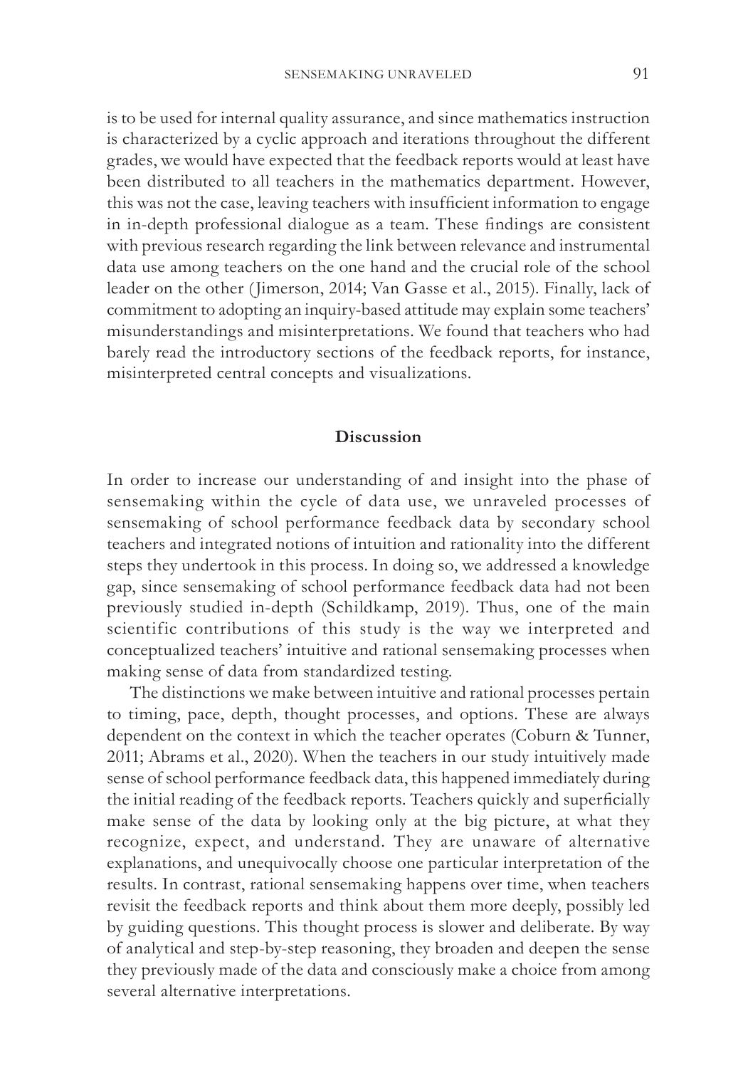is to be used for internal quality assurance, and since mathematics instruction is characterized by a cyclic approach and iterations throughout the different grades, we would have expected that the feedback reports would at least have been distributed to all teachers in the mathematics department. However, this was not the case, leaving teachers with insufficient information to engage in in-depth professional dialogue as a team. These findings are consistent with previous research regarding the link between relevance and instrumental data use among teachers on the one hand and the crucial role of the school leader on the other (Jimerson, 2014; Van Gasse et al., 2015). Finally, lack of commitment to adopting an inquiry-based attitude may explain some teachers' misunderstandings and misinterpretations. We found that teachers who had barely read the introductory sections of the feedback reports, for instance, misinterpreted central concepts and visualizations.

## Discussion

In order to increase our understanding of and insight into the phase of sensemaking within the cycle of data use, we unraveled processes of sensemaking of school performance feedback data by secondary school teachers and integrated notions of intuition and rationality into the different steps they undertook in this process. In doing so, we addressed a knowledge gap, since sensemaking of school performance feedback data had not been previously studied in-depth (Schildkamp, 2019). Thus, one of the main scientific contributions of this study is the way we interpreted and conceptualized teachers' intuitive and rational sensemaking processes when making sense of data from standardized testing.

The distinctions we make between intuitive and rational processes pertain to timing, pace, depth, thought processes, and options. These are always dependent on the context in which the teacher operates (Coburn & Tunner, 2011; Abrams et al., 2020). When the teachers in our study intuitively made sense of school performance feedback data, this happened immediately during the initial reading of the feedback reports. Teachers quickly and superficially make sense of the data by looking only at the big picture, at what they recognize, expect, and understand. They are unaware of alternative explanations, and unequivocally choose one particular interpretation of the results. In contrast, rational sensemaking happens over time, when teachers revisit the feedback reports and think about them more deeply, possibly led by guiding questions. This thought process is slower and deliberate. By way of analytical and step-by-step reasoning, they broaden and deepen the sense they previously made of the data and consciously make a choice from among several alternative interpretations.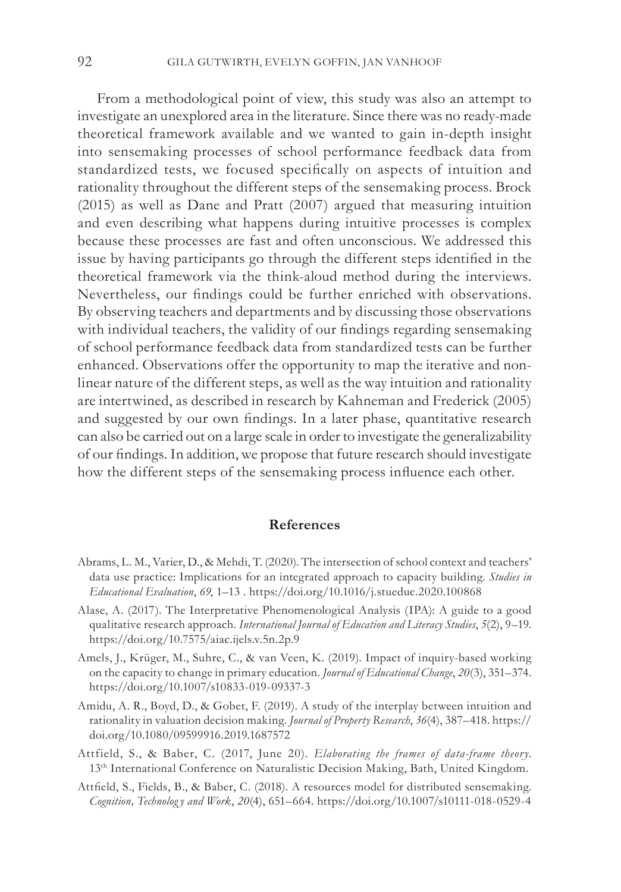From a methodological point of view, this study was also an attempt to investigate an unexplored area in the literature. Since there was no ready-made theoretical framework available and we wanted to gain in-depth insight into sensemaking processes of school performance feedback data from standardized tests, we focused specifically on aspects of intuition and rationality throughout the different steps of the sensemaking process. Brock (2015) as well as Dane and Pratt (2007) argued that measuring intuition and even describing what happens during intuitive processes is complex because these processes are fast and often unconscious. We addressed this issue by having participants go through the different steps identified in the theoretical framework via the think-aloud method during the interviews. Nevertheless, our findings could be further enriched with observations. By observing teachers and departments and by discussing those observations with individual teachers, the validity of our findings regarding sensemaking of school performance feedback data from standardized tests can be further enhanced. Observations offer the opportunity to map the iterative and non-linear nature of the different steps, as well as the way intuition and rationality are intertwined, as described in research by Kahneman and Frederick (2005) and suggested by our own findings. In a later phase, quantitative research can also be carried out on a large scale in order to investigate the generalizability of our findings. In addition, we propose that future research should investigate how the different steps of the sensemaking process influence each other.

## References

Abrams, L. M., Varier, D., & Mehdi, T. (2020). The intersection of school context and teachers' data use practice: Implications for an integrated approach to capacity building. *Studies in Educational Evaluation*, *69*, 1–13 . https://doi.org/10.1016/j.stueduc.2020.100868

Alase, A. (2017). The Interpretative Phenomenological Analysis (IPA): A guide to a good qualitative research approach. *International Journal of Education and Literacy Studies*, *5*(2), 9–19. https://doi.org/10.7575/aiac.ijels.v.5n.2p.9

Amels, J., Krüger, M., Suhre, C., & van Veen, K. (2019). Impact of inquiry-based working on the capacity to change in primary education. *Journal of Educational Change*, *20*(3), 351–374. https://doi.org/10.1007/s10833-019-09337-3

Amidu, A. R., Boyd, D., & Gobet, F. (2019). A study of the interplay between intuition and rationality in valuation decision making. *Journal of Property Research*, *36*(4), 387–418. https://doi.org/10.1080/09599916.2019.1687572

Attfield, S., & Baber, C. (2017, June 20). *Elaborating the frames of data-frame theory*. 13th International Conference on Naturalistic Decision Making, Bath, United Kingdom.

Attfield, S., Fields, B., & Baber, C. (2018). A resources model for distributed sensemaking. *Cognition, Technology and Work*, *20*(4), 651–664. https://doi.org/10.1007/s10111-018-0529-4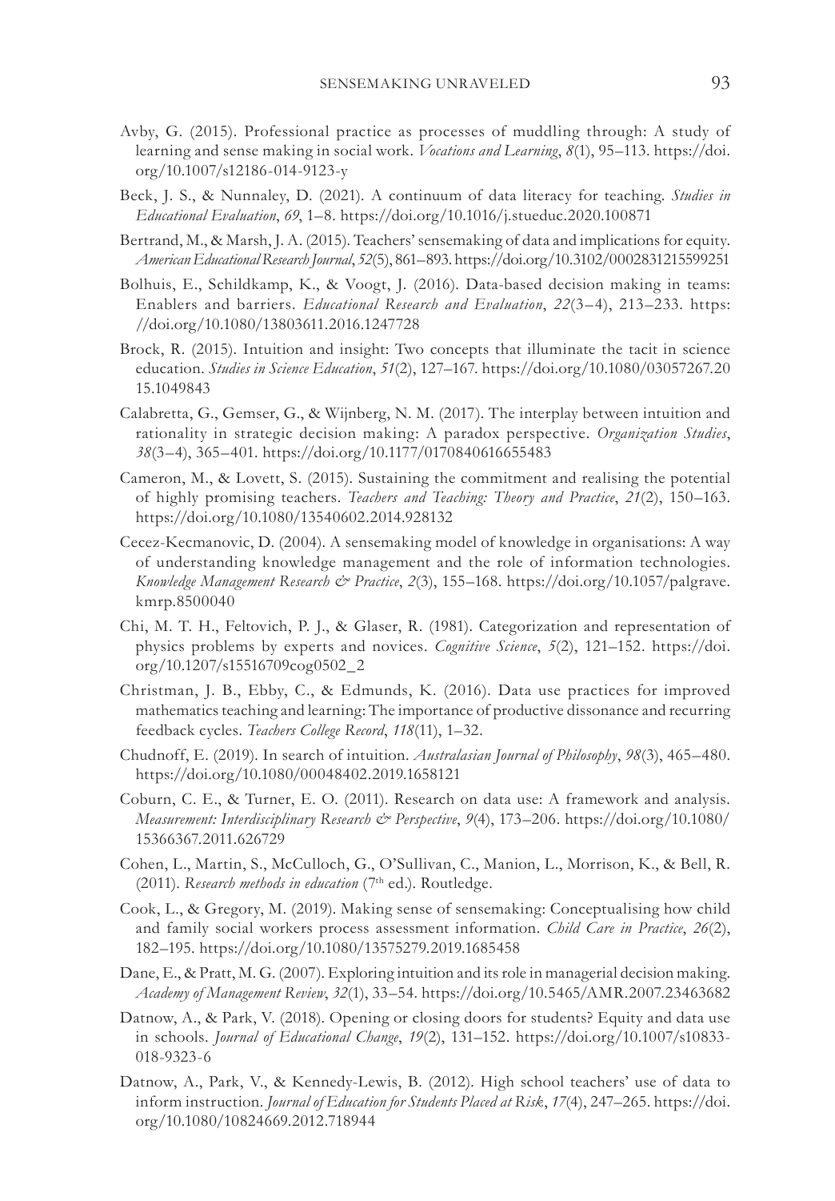Avby, G. (2015). Professional practice as processes of muddling through: A study of learning and sense making in social work. *Vocations and Learning*, *8*(1), 95–113. https://doi.org/10.1007/s12186-014-9123-y

Beck, J. S., & Nunnaley, D. (2021). A continuum of data literacy for teaching. *Studies in Educational Evaluation*, *69*, 1–8. https://doi.org/10.1016/j.stueduc.2020.100871

Bertrand, M., & Marsh, J. A. (2015). Teachers' sensemaking of data and implications for equity. *American Educational Research Journal*, *52*(5), 861–893. https://doi.org/10.3102/0002831215599251

Bolhuis, E., Schildkamp, K., & Voogt, J. (2016). Data-based decision making in teams: Enablers and barriers. *Educational Research and Evaluation*, *22*(3–4), 213–233. https://doi.org/10.1080/13803611.2016.1247728

Brock, R. (2015). Intuition and insight: Two concepts that illuminate the tacit in science education. *Studies in Science Education*, *51*(2), 127–167. https://doi.org/10.1080/03057267.2015.1049843

Calabretta, G., Gemser, G., & Wijnberg, N. M. (2017). The interplay between intuition and rationality in strategic decision making: A paradox perspective. *Organization Studies*, *38*(3–4), 365–401. https://doi.org/10.1177/0170840616655483

Cameron, M., & Lovett, S. (2015). Sustaining the commitment and realising the potential of highly promising teachers. *Teachers and Teaching: Theory and Practice*, *21*(2), 150–163. https://doi.org/10.1080/13540602.2014.928132

Cecez-Kecmanovic, D. (2004). A sensemaking model of knowledge in organisations: A way of understanding knowledge management and the role of information technologies. *Knowledge Management Research & Practice*, *2*(3), 155–168. https://doi.org/10.1057/palgrave.kmrp.8500040

Chi, M. T. H., Feltovich, P. J., & Glaser, R. (1981). Categorization and representation of physics problems by experts and novices. *Cognitive Science*, *5*(2), 121–152. https://doi.org/10.1207/s15516709cog0502_2

Christman, J. B., Ebby, C., & Edmunds, K. (2016). Data use practices for improved mathematics teaching and learning: The importance of productive dissonance and recurring feedback cycles. *Teachers College Record*, *118*(11), 1–32.

Chudnoff, E. (2019). In search of intuition. *Australasian Journal of Philosophy*, *98*(3), 465–480. https://doi.org/10.1080/00048402.2019.1658121

Coburn, C. E., & Turner, E. O. (2011). Research on data use: A framework and analysis. *Measurement: Interdisciplinary Research & Perspective*, *9*(4), 173–206. https://doi.org/10.1080/15366367.2011.626729

Cohen, L., Martin, S., McCulloch, G., O'Sullivan, C., Manion, L., Morrison, K., & Bell, R. (2011). *Research methods in education* (7th ed.). Routledge.

Cook, L., & Gregory, M. (2019). Making sense of sensemaking: Conceptualising how child and family social workers process assessment information. *Child Care in Practice*, *26*(2), 182–195. https://doi.org/10.1080/13575279.2019.1685458

Dane, E., & Pratt, M. G. (2007). Exploring intuition and its role in managerial decision making. *Academy of Management Review*, *32*(1), 33–54. https://doi.org/10.5465/AMR.2007.23463682

Datnow, A., & Park, V. (2018). Opening or closing doors for students? Equity and data use in schools. *Journal of Educational Change*, *19*(2), 131–152. https://doi.org/10.1007/s10833-018-9323-6

Datnow, A., Park, V., & Kennedy-Lewis, B. (2012). High school teachers' use of data to inform instruction. *Journal of Education for Students Placed at Risk*, *17*(4), 247–265. https://doi.org/10.1080/10824669.2012.718944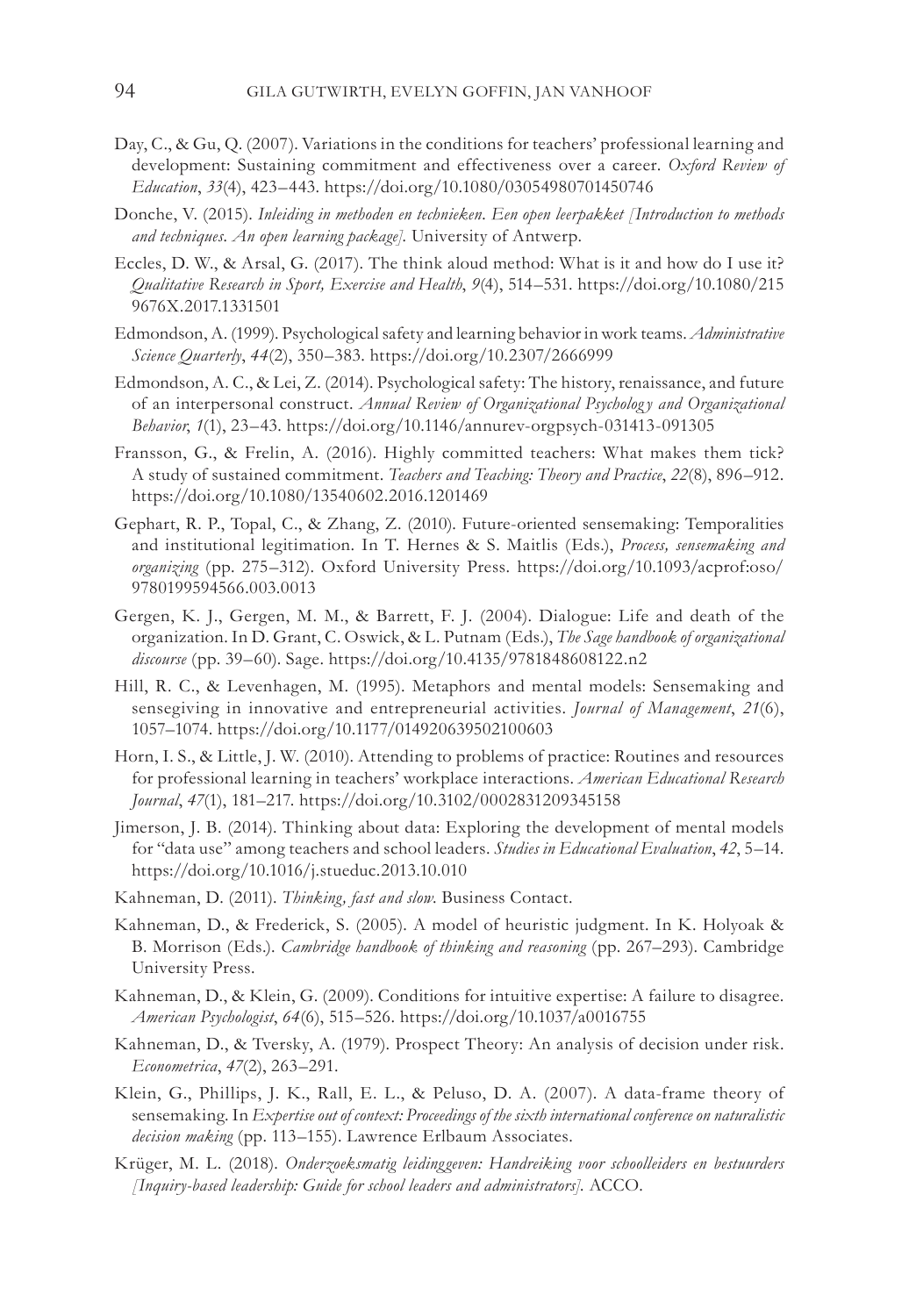Day, C., & Gu, Q. (2007). Variations in the conditions for teachers' professional learning and development: Sustaining commitment and effectiveness over a career. *Oxford Review of Education*, *33*(4), 423–443. https://doi.org/10.1080/03054980701450746

Donche, V. (2015). *Inleiding in methoden en technieken. Een open leerpakket [Introduction to methods and techniques. An open learning package].* University of Antwerp.

Eccles, D. W., & Arsal, G. (2017). The think aloud method: What is it and how do I use it? *Qualitative Research in Sport, Exercise and Health*, *9*(4), 514–531. https://doi.org/10.1080/2159676X.2017.1331501

Edmondson, A. (1999). Psychological safety and learning behavior in work teams. *Administrative Science Quarterly*, *44*(2), 350–383. https://doi.org/10.2307/2666999

Edmondson, A. C., & Lei, Z. (2014). Psychological safety: The history, renaissance, and future of an interpersonal construct. *Annual Review of Organizational Psychology and Organizational Behavior*, *1*(1), 23–43. https://doi.org/10.1146/annurev-orgpsych-031413-091305

Fransson, G., & Frelin, A. (2016). Highly committed teachers: What makes them tick? A study of sustained commitment. *Teachers and Teaching: Theory and Practice*, *22*(8), 896–912. https://doi.org/10.1080/13540602.2016.1201469

Gephart, R. P., Topal, C., & Zhang, Z. (2010). Future-oriented sensemaking: Temporalities and institutional legitimation. In T. Hernes & S. Maitlis (Eds.), *Process, sensemaking and organizing* (pp. 275–312). Oxford University Press. https://doi.org/10.1093/acprof:oso/9780199594566.003.0013

Gergen, K. J., Gergen, M. M., & Barrett, F. J. (2004). Dialogue: Life and death of the organization. In D. Grant, C. Oswick, & L. Putnam (Eds.), *The Sage handbook of organizational discourse* (pp. 39–60). Sage. https://doi.org/10.4135/9781848608122.n2

Hill, R. C., & Levenhagen, M. (1995). Metaphors and mental models: Sensemaking and sensegiving in innovative and entrepreneurial activities. *Journal of Management*, *21*(6), 1057–1074. https://doi.org/10.1177/014920639502100603

Horn, I. S., & Little, J. W. (2010). Attending to problems of practice: Routines and resources for professional learning in teachers' workplace interactions. *American Educational Research Journal*, *47*(1), 181–217. https://doi.org/10.3102/0002831209345158

Jimerson, J. B. (2014). Thinking about data: Exploring the development of mental models for "data use" among teachers and school leaders. *Studies in Educational Evaluation*, *42*, 5–14. https://doi.org/10.1016/j.stueduc.2013.10.010

Kahneman, D. (2011). *Thinking, fast and slow.* Business Contact.

Kahneman, D., & Frederick, S. (2005). A model of heuristic judgment. In K. Holyoak & B. Morrison (Eds.). *Cambridge handbook of thinking and reasoning* (pp. 267–293). Cambridge University Press.

Kahneman, D., & Klein, G. (2009). Conditions for intuitive expertise: A failure to disagree. *American Psychologist*, *64*(6), 515–526. https://doi.org/10.1037/a0016755

Kahneman, D., & Tversky, A. (1979). Prospect Theory: An analysis of decision under risk. *Econometrica*, *47*(2), 263–291.

Klein, G., Phillips, J. K., Rall, E. L., & Peluso, D. A. (2007). A data-frame theory of sensemaking. In *Expertise out of context: Proceedings of the sixth international conference on naturalistic decision making* (pp. 113–155). Lawrence Erlbaum Associates.

Krüger, M. L. (2018). *Onderzoeksmatig leidinggeven: Handreiking voor schoolleiders en bestuurders [Inquiry-based leadership: Guide for school leaders and administrators].* ACCO.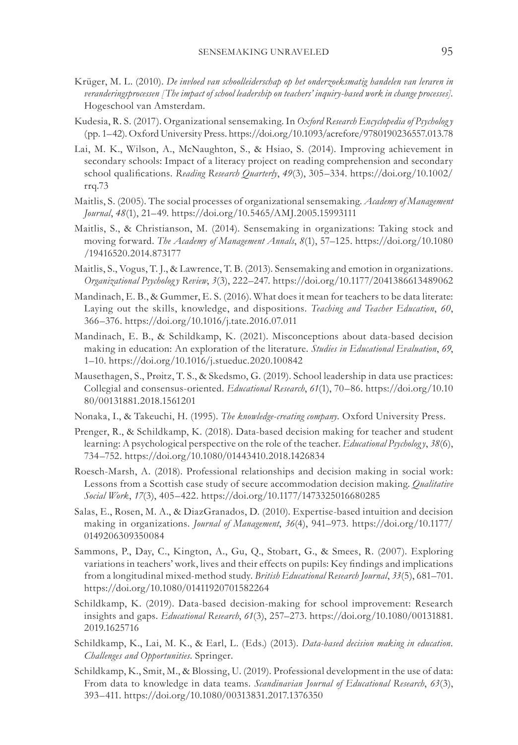Krüger, M. L. (2010). *De invloed van schoolleiderschap op het onderzoeksmatig handelen van leraren in veranderingsprocessen [The impact of school leadership on teachers' inquiry-based work in change processes]*. Hogeschool van Amsterdam.

Kudesia, R. S. (2017). Organizational sensemaking. In *Oxford Research Encyclopedia of Psychology* (pp. 1–42). Oxford University Press. https://doi.org/10.1093/acrefore/9780190236557.013.78

Lai, M. K., Wilson, A., McNaughton, S., & Hsiao, S. (2014). Improving achievement in secondary schools: Impact of a literacy project on reading comprehension and secondary school qualifications. *Reading Research Quarterly*, *49*(3), 305–334. https://doi.org/10.1002/rrq.73

Maitlis, S. (2005). The social processes of organizational sensemaking. *Academy of Management Journal*, *48*(1), 21–49. https://doi.org/10.5465/AMJ.2005.15993111

Maitlis, S., & Christianson, M. (2014). Sensemaking in organizations: Taking stock and moving forward. *The Academy of Management Annals*, *8*(1), 57–125. https://doi.org/10.1080/19416520.2014.873177

Maitlis, S., Vogus, T. J., & Lawrence, T. B. (2013). Sensemaking and emotion in organizations. *Organizational Psychology Review*, *3*(3), 222–247. https://doi.org/10.1177/2041386613489062

Mandinach, E. B., & Gummer, E. S. (2016). What does it mean for teachers to be data literate: Laying out the skills, knowledge, and dispositions. *Teaching and Teacher Education*, *60*, 366–376. https://doi.org/10.1016/j.tate.2016.07.011

Mandinach, E. B., & Schildkamp, K. (2021). Misconceptions about data-based decision making in education: An exploration of the literature. *Studies in Educational Evaluation*, *69*, 1–10. https://doi.org/10.1016/j.stueduc.2020.100842

Mausethagen, S., Prøitz, T. S., & Skedsmo, G. (2019). School leadership in data use practices: Collegial and consensus-oriented. *Educational Research*, *61*(1), 70–86. https://doi.org/10.1080/00131881.2018.1561201

Nonaka, I., & Takeuchi, H. (1995). *The knowledge-creating company*. Oxford University Press.

Prenger, R., & Schildkamp, K. (2018). Data-based decision making for teacher and student learning: A psychological perspective on the role of the teacher. *Educational Psychology*, *38*(6), 734–752. https://doi.org/10.1080/01443410.2018.1426834

Roesch-Marsh, A. (2018). Professional relationships and decision making in social work: Lessons from a Scottish case study of secure accommodation decision making. *Qualitative Social Work*, *17*(3), 405–422. https://doi.org/10.1177/1473325016680285

Salas, E., Rosen, M. A., & DiazGranados, D. (2010). Expertise-based intuition and decision making in organizations. *Journal of Management*, *36*(4), 941–973. https://doi.org/10.1177/0149206309350084

Sammons, P., Day, C., Kington, A., Gu, Q., Stobart, G., & Smees, R. (2007). Exploring variations in teachers' work, lives and their effects on pupils: Key findings and implications from a longitudinal mixed-method study. *British Educational Research Journal*, *33*(5), 681–701. https://doi.org/10.1080/01411920701582264

Schildkamp, K. (2019). Data-based decision-making for school improvement: Research insights and gaps. *Educational Research*, *61*(3), 257–273. https://doi.org/10.1080/00131881.2019.1625716

Schildkamp, K., Lai, M. K., & Earl, L. (Eds.) (2013). *Data-based decision making in education. Challenges and Opportunities*. Springer.

Schildkamp, K., Smit, M., & Blossing, U. (2019). Professional development in the use of data: From data to knowledge in data teams. *Scandinavian Journal of Educational Research*, *63*(3), 393–411. https://doi.org/10.1080/00313831.2017.1376350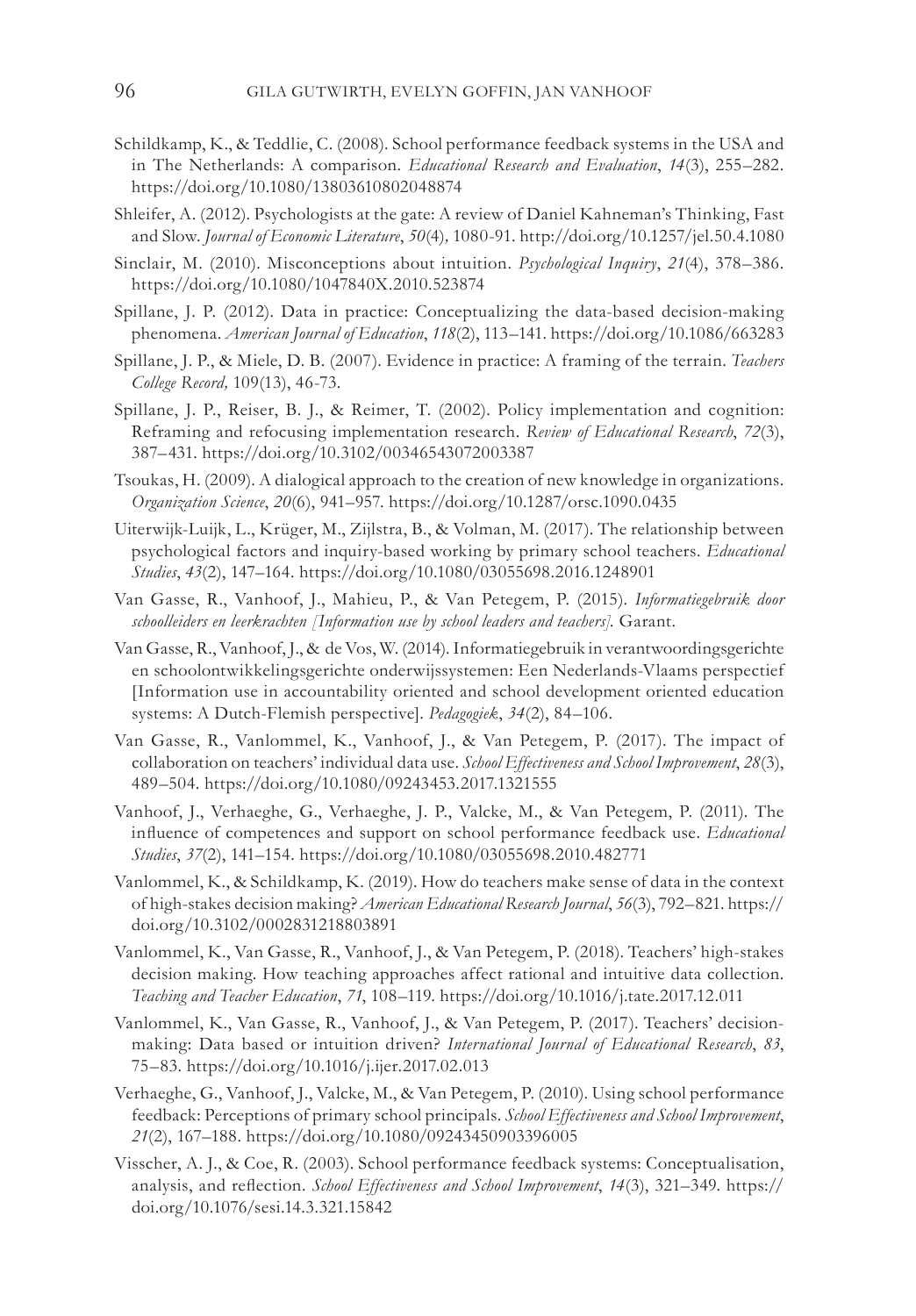Schildkamp, K., & Teddlie, C. (2008). School performance feedback systems in the USA and in The Netherlands: A comparison. *Educational Research and Evaluation*, *14*(3), 255–282. https://doi.org/10.1080/13803610802048874

Shleifer, A. (2012). Psychologists at the gate: A review of Daniel Kahneman's Thinking, Fast and Slow. *Journal of Economic Literature*, *50*(4), 1080-91. http://doi.org/10.1257/jel.50.4.1080

Sinclair, M. (2010). Misconceptions about intuition. *Psychological Inquiry*, *21*(4), 378–386. https://doi.org/10.1080/1047840X.2010.523874

Spillane, J. P. (2012). Data in practice: Conceptualizing the data-based decision-making phenomena. *American Journal of Education*, *118*(2), 113–141. https://doi.org/10.1086/663283

Spillane, J. P., & Miele, D. B. (2007). Evidence in practice: A framing of the terrain. *Teachers College Record,* 109(13), 46-73.

Spillane, J. P., Reiser, B. J., & Reimer, T. (2002). Policy implementation and cognition: Reframing and refocusing implementation research. *Review of Educational Research*, *72*(3), 387–431. https://doi.org/10.3102/00346543072003387

Tsoukas, H. (2009). A dialogical approach to the creation of new knowledge in organizations. *Organization Science*, *20*(6), 941–957. https://doi.org/10.1287/orsc.1090.0435

Uiterwijk-Luijk, L., Krüger, M., Zijlstra, B., & Volman, M. (2017). The relationship between psychological factors and inquiry-based working by primary school teachers. *Educational Studies*, *43*(2), 147–164. https://doi.org/10.1080/03055698.2016.1248901

Van Gasse, R., Vanhoof, J., Mahieu, P., & Van Petegem, P. (2015). *Informatiegebruik door schoolleiders en leerkrachten [Information use by school leaders and teachers].* Garant.

Van Gasse, R., Vanhoof, J., & de Vos, W. (2014). Informatiegebruik in verantwoordingsgerichte en schoolontwikkelingsgerichte onderwijssystemen: Een Nederlands-Vlaams perspectief [Information use in accountability oriented and school development oriented education systems: A Dutch-Flemish perspective]. *Pedagogiek*, *34*(2), 84–106.

Van Gasse, R., Vanlommel, K., Vanhoof, J., & Van Petegem, P. (2017). The impact of collaboration on teachers' individual data use. *School Effectiveness and School Improvement*, *28*(3), 489–504. https://doi.org/10.1080/09243453.2017.1321555

Vanhoof, J., Verhaeghe, G., Verhaeghe, J. P., Valcke, M., & Van Petegem, P. (2011). The influence of competences and support on school performance feedback use. *Educational Studies*, *37*(2), 141–154. https://doi.org/10.1080/03055698.2010.482771

Vanlommel, K., & Schildkamp, K. (2019). How do teachers make sense of data in the context of high-stakes decision making? *American Educational Research Journal*, *56*(3), 792–821. https://doi.org/10.3102/0002831218803891

Vanlommel, K., Van Gasse, R., Vanhoof, J., & Van Petegem, P. (2018). Teachers' high-stakes decision making. How teaching approaches affect rational and intuitive data collection. *Teaching and Teacher Education*, *71*, 108–119. https://doi.org/10.1016/j.tate.2017.12.011

Vanlommel, K., Van Gasse, R., Vanhoof, J., & Van Petegem, P. (2017). Teachers' decision-making: Data based or intuition driven? *International Journal of Educational Research*, *83*, 75–83. https://doi.org/10.1016/j.ijer.2017.02.013

Verhaeghe, G., Vanhoof, J., Valcke, M., & Van Petegem, P. (2010). Using school performance feedback: Perceptions of primary school principals. *School Effectiveness and School Improvement*, *21*(2), 167–188. https://doi.org/10.1080/09243450903396005

Visscher, A. J., & Coe, R. (2003). School performance feedback systems: Conceptualisation, analysis, and reflection. *School Effectiveness and School Improvement*, *14*(3), 321–349. https://doi.org/10.1076/sesi.14.3.321.15842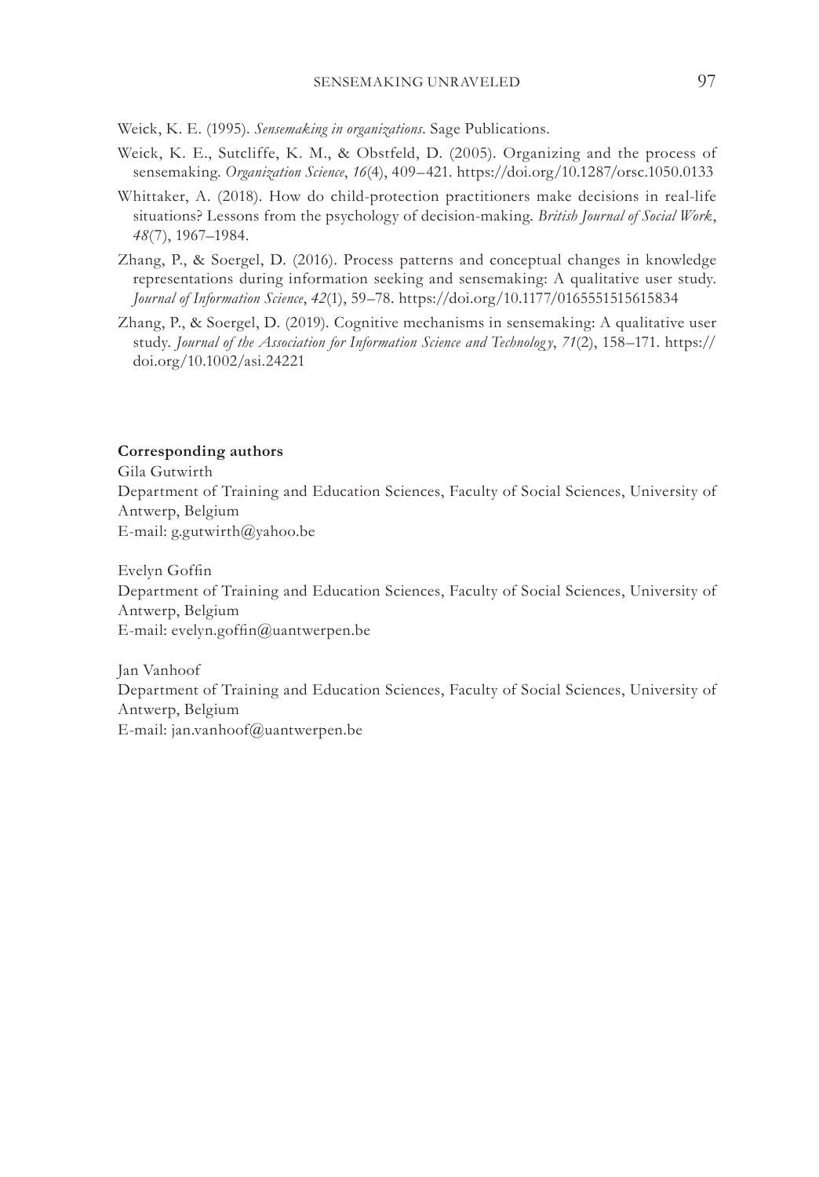Weick, K. E. (1995). *Sensemaking in organizations*. Sage Publications.

Weick, K. E., Sutcliffe, K. M., & Obstfeld, D. (2005). Organizing and the process of sensemaking. *Organization Science*, *16*(4), 409–421. https://doi.org/10.1287/orsc.1050.0133

Whittaker, A. (2018). How do child-protection practitioners make decisions in real-life situations? Lessons from the psychology of decision-making. *British Journal of Social Work*, *48*(7), 1967–1984.

Zhang, P., & Soergel, D. (2016). Process patterns and conceptual changes in knowledge representations during information seeking and sensemaking: A qualitative user study. *Journal of Information Science*, *42*(1), 59–78. https://doi.org/10.1177/0165551515615834

Zhang, P., & Soergel, D. (2019). Cognitive mechanisms in sensemaking: A qualitative user study. *Journal of the Association for Information Science and Technology*, *71*(2), 158–171. https://doi.org/10.1002/asi.24221

**Corresponding authors**

Gila Gutwirth
Department of Training and Education Sciences, Faculty of Social Sciences, University of Antwerp, Belgium
E-mail: g.gutwirth@yahoo.be

Evelyn Goffin
Department of Training and Education Sciences, Faculty of Social Sciences, University of Antwerp, Belgium
E-mail: evelyn.goffin@uantwerpen.be

Jan Vanhoof
Department of Training and Education Sciences, Faculty of Social Sciences, University of Antwerp, Belgium
E-mail: jan.vanhoof@uantwerpen.be